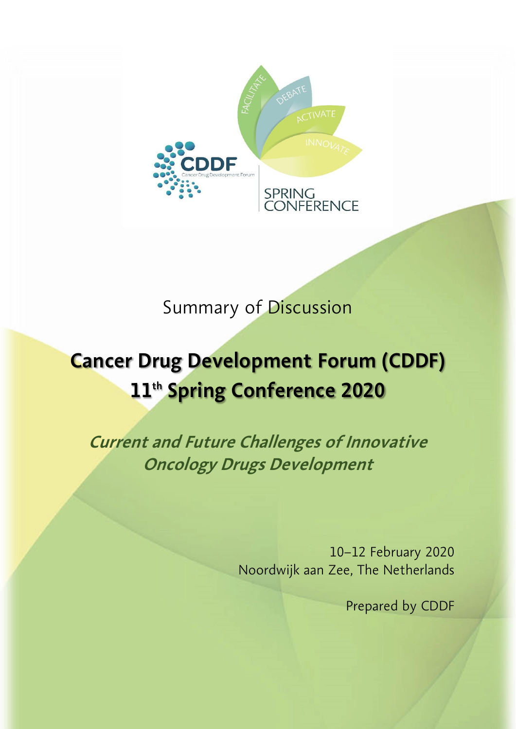CDDF
Cancer Drug Development Forum

FACILITATE DEBATE ACTIVATE INNOVATE

SPRING CONFERENCE

Summary of Discussion

# Cancer Drug Development Forum (CDDF) 11th Spring Conference 2020

## *Current and Future Challenges of Innovative Oncology Drugs Development*

10–12 February 2020
Noordwijk aan Zee, The Netherlands

Prepared by CDDF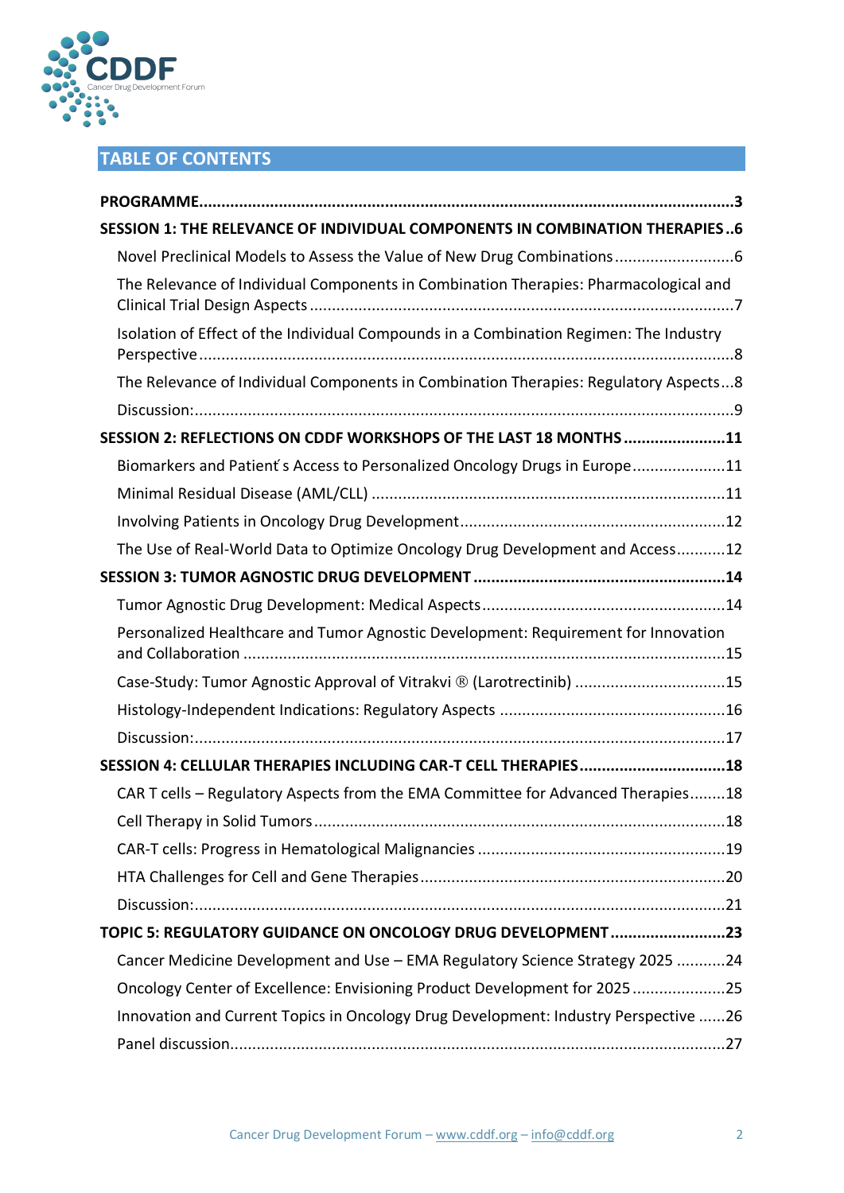## TABLE OF CONTENTS

**PROGRAMME** .......... 3

**SESSION 1: THE RELEVANCE OF INDIVIDUAL COMPONENTS IN COMBINATION THERAPIES** .......... 6

- Novel Preclinical Models to Assess the Value of New Drug Combinations .......... 6
- The Relevance of Individual Components in Combination Therapies: Pharmacological and Clinical Trial Design Aspects .......... 7
- Isolation of Effect of the Individual Compounds in a Combination Regimen: The Industry Perspective .......... 8
- The Relevance of Individual Components in Combination Therapies: Regulatory Aspects .......... 8
- Discussion: .......... 9

**SESSION 2: REFLECTIONS ON CDDF WORKSHOPS OF THE LAST 18 MONTHS** .......... 11

- Biomarkers and Patient ́s Access to Personalized Oncology Drugs in Europe .......... 11
- Minimal Residual Disease (AML/CLL) .......... 11
- Involving Patients in Oncology Drug Development .......... 12
- The Use of Real-World Data to Optimize Oncology Drug Development and Access .......... 12

**SESSION 3: TUMOR AGNOSTIC DRUG DEVELOPMENT** .......... 14

- Tumor Agnostic Drug Development: Medical Aspects .......... 14
- Personalized Healthcare and Tumor Agnostic Development: Requirement for Innovation and Collaboration .......... 15
- Case-Study: Tumor Agnostic Approval of Vitrakvi ® (Larotrectinib) .......... 15
- Histology-Independent Indications: Regulatory Aspects .......... 16
- Discussion: .......... 17

**SESSION 4: CELLULAR THERAPIES INCLUDING CAR-T CELL THERAPIES** .......... 18

- CAR T cells – Regulatory Aspects from the EMA Committee for Advanced Therapies .......... 18
- Cell Therapy in Solid Tumors .......... 18
- CAR-T cells: Progress in Hematological Malignancies .......... 19
- HTA Challenges for Cell and Gene Therapies .......... 20
- Discussion: .......... 21

**TOPIC 5: REGULATORY GUIDANCE ON ONCOLOGY DRUG DEVELOPMENT** .......... 23

- Cancer Medicine Development and Use – EMA Regulatory Science Strategy 2025 .......... 24
- Oncology Center of Excellence: Envisioning Product Development for 2025 .......... 25
- Innovation and Current Topics in Oncology Drug Development: Industry Perspective .......... 26
- Panel discussion .......... 27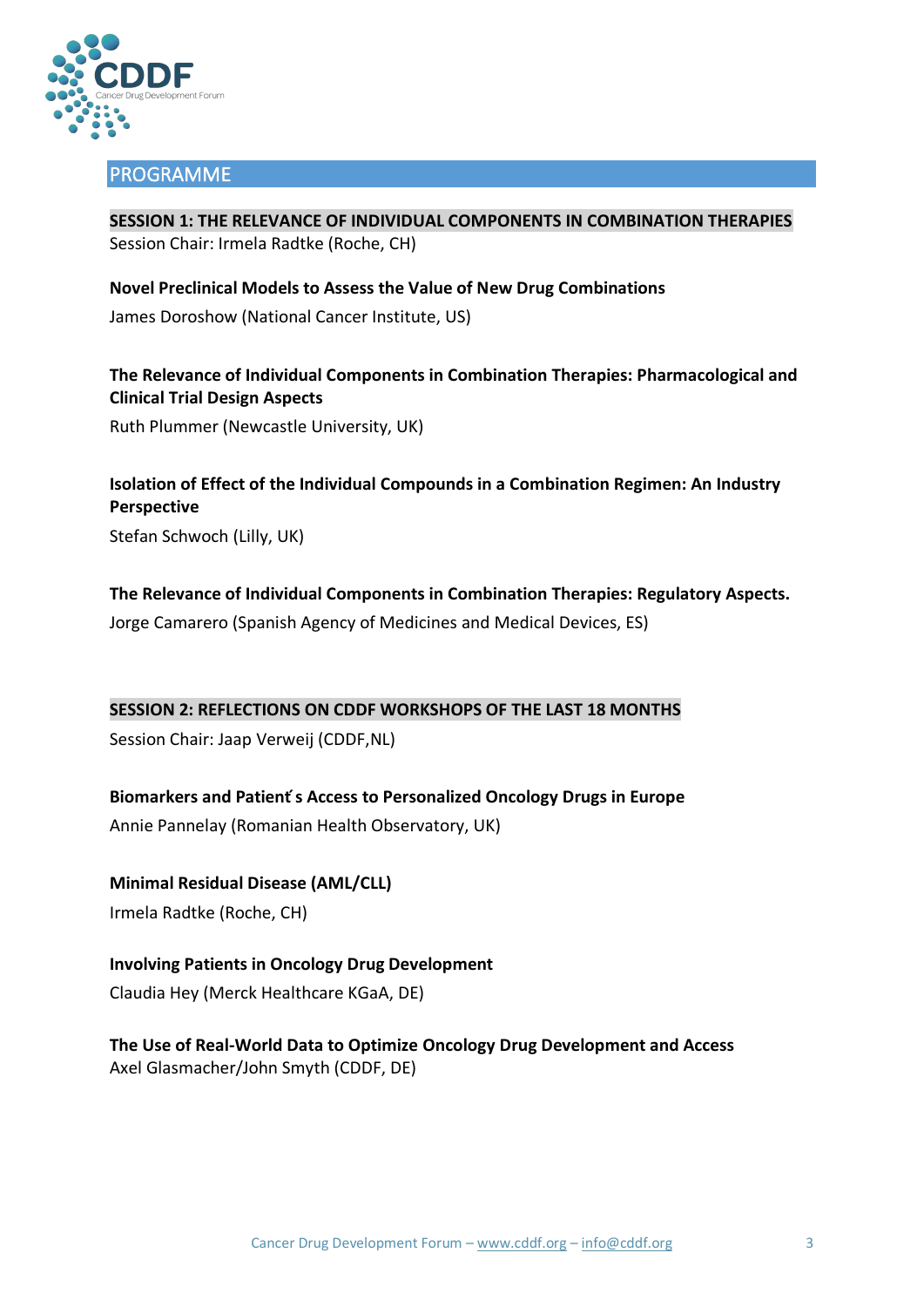## PROGRAMME

### SESSION 1: THE RELEVANCE OF INDIVIDUAL COMPONENTS IN COMBINATION THERAPIES

Session Chair: Irmela Radtke (Roche, CH)

**Novel Preclinical Models to Assess the Value of New Drug Combinations**

James Doroshow (National Cancer Institute, US)

**The Relevance of Individual Components in Combination Therapies: Pharmacological and Clinical Trial Design Aspects**

Ruth Plummer (Newcastle University, UK)

**Isolation of Effect of the Individual Compounds in a Combination Regimen: An Industry Perspective**

Stefan Schwoch (Lilly, UK)

**The Relevance of Individual Components in Combination Therapies: Regulatory Aspects.**

Jorge Camarero (Spanish Agency of Medicines and Medical Devices, ES)

### SESSION 2: REFLECTIONS ON CDDF WORKSHOPS OF THE LAST 18 MONTHS

Session Chair: Jaap Verweij (CDDF,NL)

**Biomarkers and Patient́ s Access to Personalized Oncology Drugs in Europe**

Annie Pannelay (Romanian Health Observatory, UK)

**Minimal Residual Disease (AML/CLL)**

Irmela Radtke (Roche, CH)

**Involving Patients in Oncology Drug Development**

Claudia Hey (Merck Healthcare KGaA, DE)

**The Use of Real-World Data to Optimize Oncology Drug Development and Access**

Axel Glasmacher/John Smyth (CDDF, DE)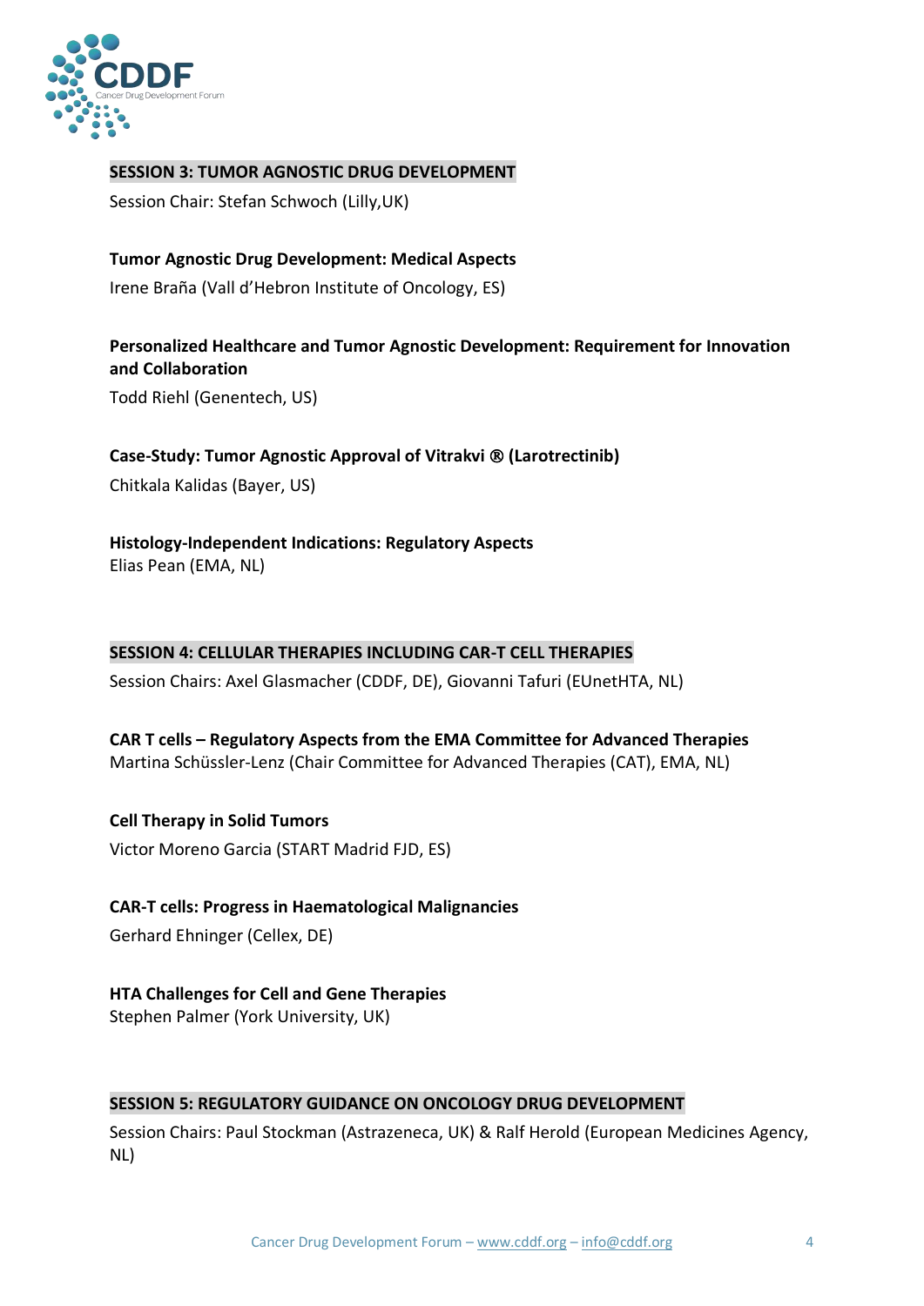## SESSION 3: TUMOR AGNOSTIC DRUG DEVELOPMENT

Session Chair: Stefan Schwoch (Lilly,UK)

**Tumor Agnostic Drug Development: Medical Aspects**

Irene Braña (Vall d'Hebron Institute of Oncology, ES)

**Personalized Healthcare and Tumor Agnostic Development: Requirement for Innovation and Collaboration**

Todd Riehl (Genentech, US)

**Case-Study: Tumor Agnostic Approval of Vitrakvi ® (Larotrectinib)**

Chitkala Kalidas (Bayer, US)

**Histology-Independent Indications: Regulatory Aspects**

Elias Pean (EMA, NL)

## SESSION 4: CELLULAR THERAPIES INCLUDING CAR-T CELL THERAPIES

Session Chairs: Axel Glasmacher (CDDF, DE), Giovanni Tafuri (EUnetHTA, NL)

**CAR T cells – Regulatory Aspects from the EMA Committee for Advanced Therapies**

Martina Schüssler-Lenz (Chair Committee for Advanced Therapies (CAT), EMA, NL)

**Cell Therapy in Solid Tumors**

Victor Moreno Garcia (START Madrid FJD, ES)

**CAR-T cells: Progress in Haematological Malignancies**

Gerhard Ehninger (Cellex, DE)

**HTA Challenges for Cell and Gene Therapies**

Stephen Palmer (York University, UK)

## SESSION 5: REGULATORY GUIDANCE ON ONCOLOGY DRUG DEVELOPMENT

Session Chairs: Paul Stockman (Astrazeneca, UK) & Ralf Herold (European Medicines Agency, NL)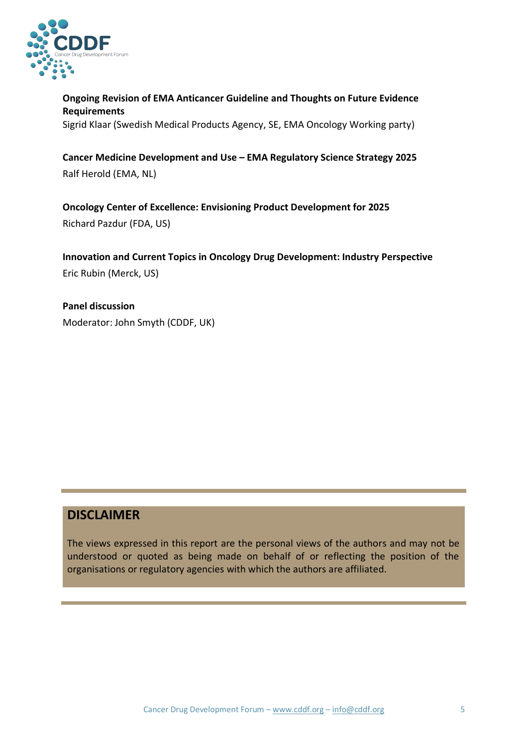**Ongoing Revision of EMA Anticancer Guideline and Thoughts on Future Evidence Requirements**
Sigrid Klaar (Swedish Medical Products Agency, SE, EMA Oncology Working party)

**Cancer Medicine Development and Use – EMA Regulatory Science Strategy 2025**
Ralf Herold (EMA, NL)

**Oncology Center of Excellence: Envisioning Product Development for 2025**
Richard Pazdur (FDA, US)

**Innovation and Current Topics in Oncology Drug Development: Industry Perspective**
Eric Rubin (Merck, US)

**Panel discussion**
Moderator: John Smyth (CDDF, UK)

## DISCLAIMER

The views expressed in this report are the personal views of the authors and may not be understood or quoted as being made on behalf of or reflecting the position of the organisations or regulatory agencies with which the authors are affiliated.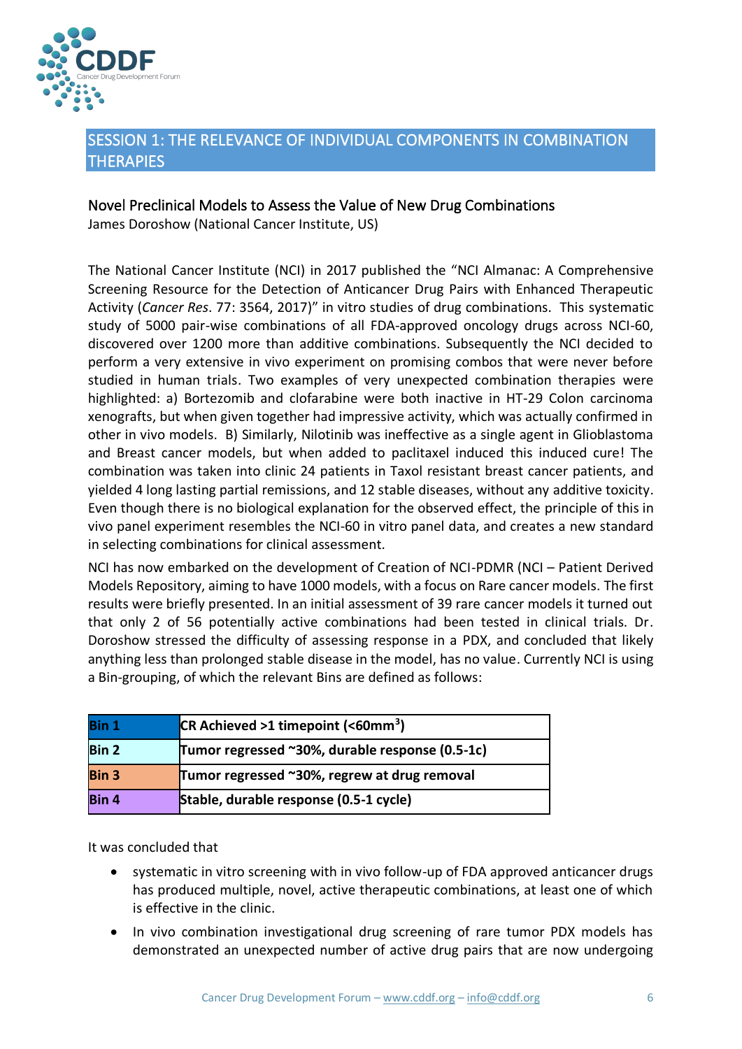## SESSION 1: THE RELEVANCE OF INDIVIDUAL COMPONENTS IN COMBINATION THERAPIES

### Novel Preclinical Models to Assess the Value of New Drug Combinations

James Doroshow (National Cancer Institute, US)

The National Cancer Institute (NCI) in 2017 published the "NCI Almanac: A Comprehensive Screening Resource for the Detection of Anticancer Drug Pairs with Enhanced Therapeutic Activity (*Cancer Res*. 77: 3564, 2017)" in vitro studies of drug combinations. This systematic study of 5000 pair-wise combinations of all FDA-approved oncology drugs across NCI-60, discovered over 1200 more than additive combinations. Subsequently the NCI decided to perform a very extensive in vivo experiment on promising combos that were never before studied in human trials. Two examples of very unexpected combination therapies were highlighted: a) Bortezomib and clofarabine were both inactive in HT-29 Colon carcinoma xenografts, but when given together had impressive activity, which was actually confirmed in other in vivo models. B) Similarly, Nilotinib was ineffective as a single agent in Glioblastoma and Breast cancer models, but when added to paclitaxel induced this induced cure! The combination was taken into clinic 24 patients in Taxol resistant breast cancer patients, and yielded 4 long lasting partial remissions, and 12 stable diseases, without any additive toxicity. Even though there is no biological explanation for the observed effect, the principle of this in vivo panel experiment resembles the NCI-60 in vitro panel data, and creates a new standard in selecting combinations for clinical assessment.

NCI has now embarked on the development of Creation of NCI-PDMR (NCI – Patient Derived Models Repository, aiming to have 1000 models, with a focus on Rare cancer models. The first results were briefly presented. In an initial assessment of 39 rare cancer models it turned out that only 2 of 56 potentially active combinations had been tested in clinical trials. Dr. Doroshow stressed the difficulty of assessing response in a PDX, and concluded that likely anything less than prolonged stable disease in the model, has no value. Currently NCI is using a Bin-grouping, of which the relevant Bins are defined as follows:

| Bin | Definition |
|---|---|
| **Bin 1** | **CR Achieved >1 timepoint (<60mm$^3$)** |
| **Bin 2** | **Tumor regressed ~30%, durable response (0.5-1c)** |
| **Bin 3** | **Tumor regressed ~30%, regrew at drug removal** |
| **Bin 4** | **Stable, durable response (0.5-1 cycle)** |

It was concluded that

- systematic in vitro screening with in vivo follow-up of FDA approved anticancer drugs has produced multiple, novel, active therapeutic combinations, at least one of which is effective in the clinic.
- In vivo combination investigational drug screening of rare tumor PDX models has demonstrated an unexpected number of active drug pairs that are now undergoing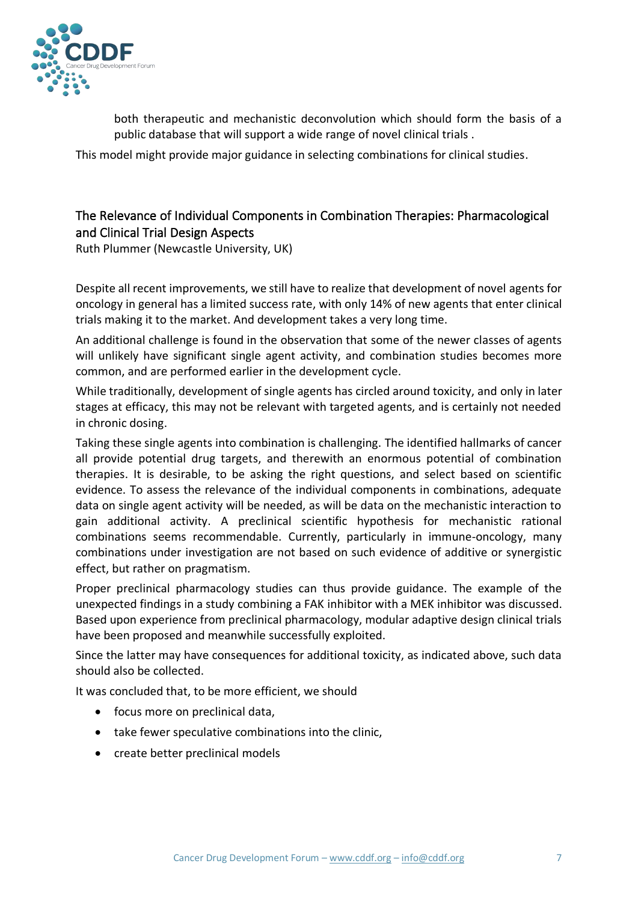both therapeutic and mechanistic deconvolution which should form the basis of a public database that will support a wide range of novel clinical trials .

This model might provide major guidance in selecting combinations for clinical studies.

## The Relevance of Individual Components in Combination Therapies: Pharmacological and Clinical Trial Design Aspects

Ruth Plummer (Newcastle University, UK)

Despite all recent improvements, we still have to realize that development of novel agents for oncology in general has a limited success rate, with only 14% of new agents that enter clinical trials making it to the market. And development takes a very long time.

An additional challenge is found in the observation that some of the newer classes of agents will unlikely have significant single agent activity, and combination studies becomes more common, and are performed earlier in the development cycle.

While traditionally, development of single agents has circled around toxicity, and only in later stages at efficacy, this may not be relevant with targeted agents, and is certainly not needed in chronic dosing.

Taking these single agents into combination is challenging. The identified hallmarks of cancer all provide potential drug targets, and therewith an enormous potential of combination therapies. It is desirable, to be asking the right questions, and select based on scientific evidence. To assess the relevance of the individual components in combinations, adequate data on single agent activity will be needed, as will be data on the mechanistic interaction to gain additional activity. A preclinical scientific hypothesis for mechanistic rational combinations seems recommendable. Currently, particularly in immune-oncology, many combinations under investigation are not based on such evidence of additive or synergistic effect, but rather on pragmatism.

Proper preclinical pharmacology studies can thus provide guidance. The example of the unexpected findings in a study combining a FAK inhibitor with a MEK inhibitor was discussed. Based upon experience from preclinical pharmacology, modular adaptive design clinical trials have been proposed and meanwhile successfully exploited.

Since the latter may have consequences for additional toxicity, as indicated above, such data should also be collected.

It was concluded that, to be more efficient, we should

- focus more on preclinical data,
- take fewer speculative combinations into the clinic,
- create better preclinical models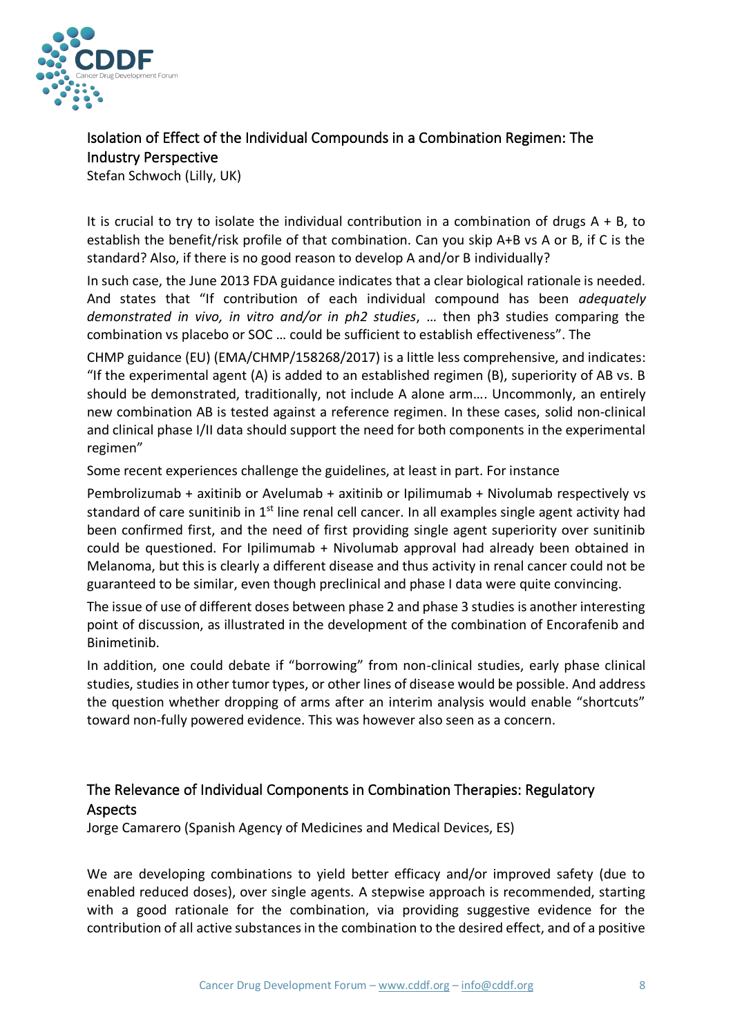## Isolation of Effect of the Individual Compounds in a Combination Regimen: The Industry Perspective

Stefan Schwoch (Lilly, UK)

It is crucial to try to isolate the individual contribution in a combination of drugs A + B, to establish the benefit/risk profile of that combination. Can you skip A+B vs A or B, if C is the standard? Also, if there is no good reason to develop A and/or B individually?

In such case, the June 2013 FDA guidance indicates that a clear biological rationale is needed. And states that "If contribution of each individual compound has been *adequately demonstrated in vivo, in vitro and/or in ph2 studies*, … then ph3 studies comparing the combination vs placebo or SOC … could be sufficient to establish effectiveness". The

CHMP guidance (EU) (EMA/CHMP/158268/2017) is a little less comprehensive, and indicates: "If the experimental agent (A) is added to an established regimen (B), superiority of AB vs. B should be demonstrated, traditionally, not include A alone arm…. Uncommonly, an entirely new combination AB is tested against a reference regimen. In these cases, solid non-clinical and clinical phase I/II data should support the need for both components in the experimental regimen"

Some recent experiences challenge the guidelines, at least in part. For instance

Pembrolizumab + axitinib or Avelumab + axitinib or Ipilimumab + Nivolumab respectively vs standard of care sunitinib in 1st line renal cell cancer. In all examples single agent activity had been confirmed first, and the need of first providing single agent superiority over sunitinib could be questioned. For Ipilimumab + Nivolumab approval had already been obtained in Melanoma, but this is clearly a different disease and thus activity in renal cancer could not be guaranteed to be similar, even though preclinical and phase I data were quite convincing.

The issue of use of different doses between phase 2 and phase 3 studies is another interesting point of discussion, as illustrated in the development of the combination of Encorafenib and Binimetinib.

In addition, one could debate if "borrowing" from non-clinical studies, early phase clinical studies, studies in other tumor types, or other lines of disease would be possible. And address the question whether dropping of arms after an interim analysis would enable "shortcuts" toward non-fully powered evidence. This was however also seen as a concern.

## The Relevance of Individual Components in Combination Therapies: Regulatory Aspects

Jorge Camarero (Spanish Agency of Medicines and Medical Devices, ES)

We are developing combinations to yield better efficacy and/or improved safety (due to enabled reduced doses), over single agents. A stepwise approach is recommended, starting with a good rationale for the combination, via providing suggestive evidence for the contribution of all active substances in the combination to the desired effect, and of a positive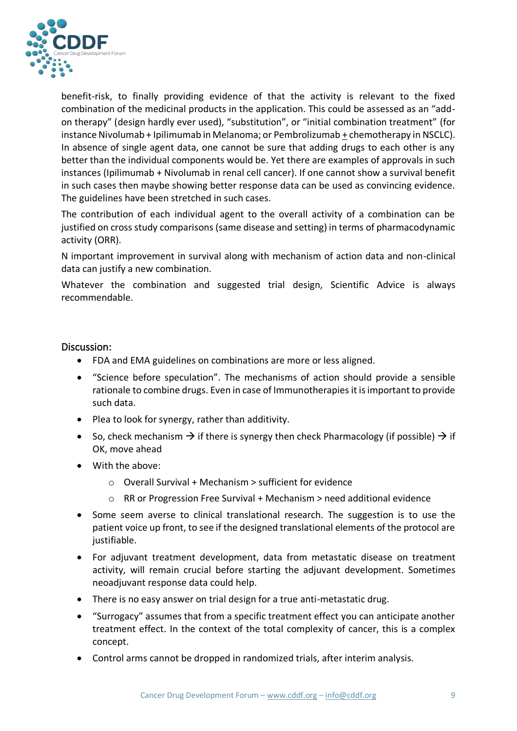benefit-risk, to finally providing evidence of that the activity is relevant to the fixed combination of the medicinal products in the application. This could be assessed as an "add-on therapy" (design hardly ever used), "substitution", or "initial combination treatment" (for instance Nivolumab + Ipilimumab in Melanoma; or Pembrolizumab ± chemotherapy in NSCLC). In absence of single agent data, one cannot be sure that adding drugs to each other is any better than the individual components would be. Yet there are examples of approvals in such instances (Ipilimumab + Nivolumab in renal cell cancer). If one cannot show a survival benefit in such cases then maybe showing better response data can be used as convincing evidence. The guidelines have been stretched in such cases.

The contribution of each individual agent to the overall activity of a combination can be justified on cross study comparisons (same disease and setting) in terms of pharmacodynamic activity (ORR).

N important improvement in survival along with mechanism of action data and non-clinical data can justify a new combination.

Whatever the combination and suggested trial design, Scientific Advice is always recommendable.

## Discussion:

- FDA and EMA guidelines on combinations are more or less aligned.
- "Science before speculation". The mechanisms of action should provide a sensible rationale to combine drugs. Even in case of Immunotherapies it is important to provide such data.
- Plea to look for synergy, rather than additivity.
- So, check mechanism → if there is synergy then check Pharmacology (if possible) → if OK, move ahead
- With the above:
  - Overall Survival + Mechanism > sufficient for evidence
  - RR or Progression Free Survival + Mechanism > need additional evidence
- Some seem averse to clinical translational research. The suggestion is to use the patient voice up front, to see if the designed translational elements of the protocol are justifiable.
- For adjuvant treatment development, data from metastatic disease on treatment activity, will remain crucial before starting the adjuvant development. Sometimes neoadjuvant response data could help.
- There is no easy answer on trial design for a true anti-metastatic drug.
- "Surrogacy" assumes that from a specific treatment effect you can anticipate another treatment effect. In the context of the total complexity of cancer, this is a complex concept.
- Control arms cannot be dropped in randomized trials, after interim analysis.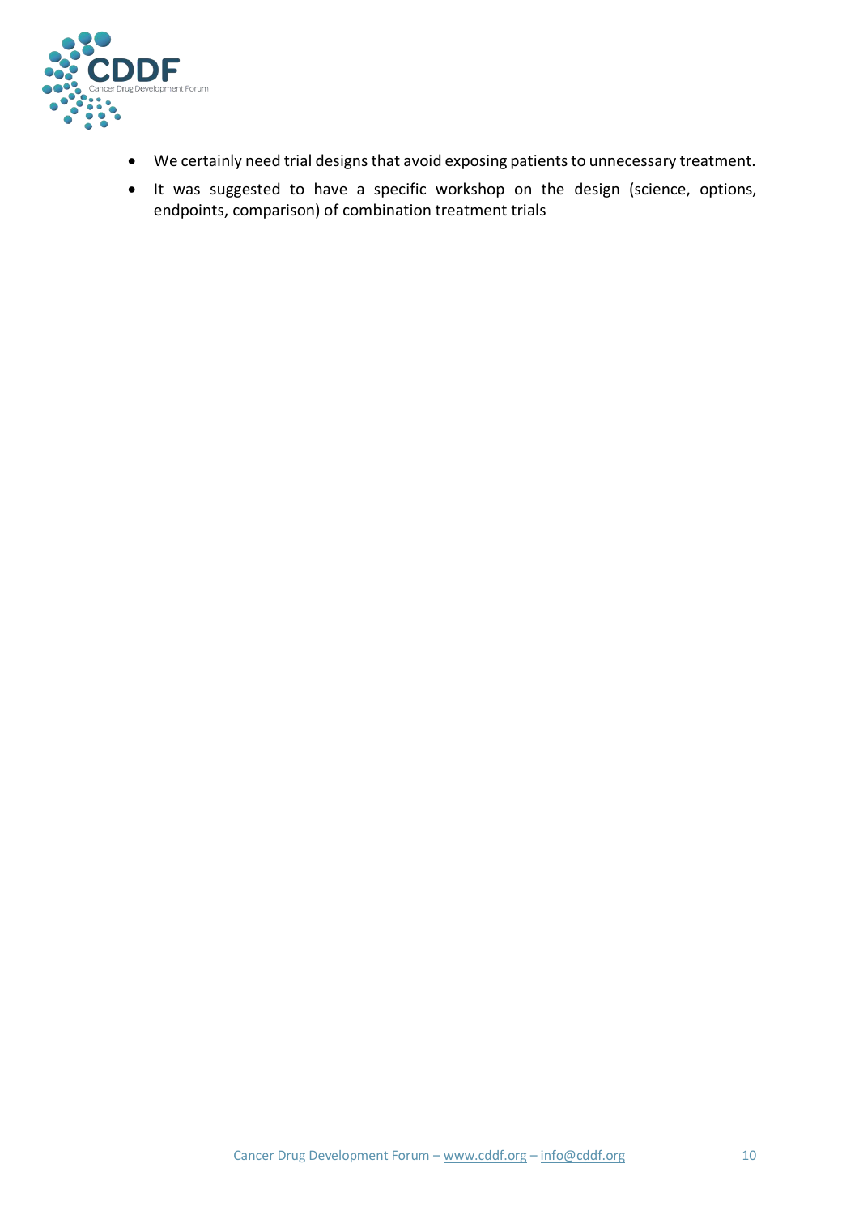- We certainly need trial designs that avoid exposing patients to unnecessary treatment.
- It was suggested to have a specific workshop on the design (science, options, endpoints, comparison) of combination treatment trials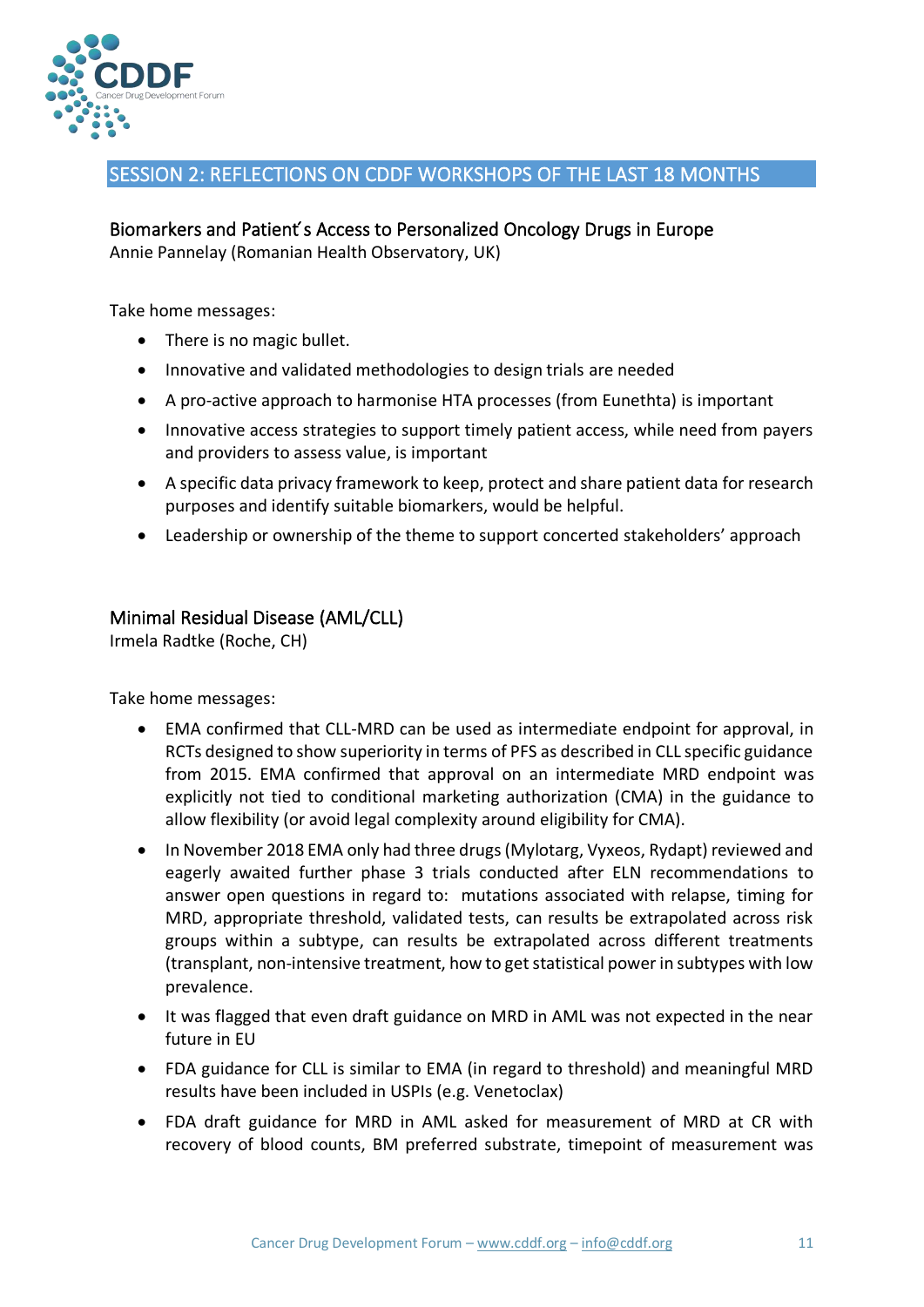## SESSION 2: REFLECTIONS ON CDDF WORKSHOPS OF THE LAST 18 MONTHS

### Biomarkers and Patient´s Access to Personalized Oncology Drugs in Europe

Annie Pannelay (Romanian Health Observatory, UK)

Take home messages:

- There is no magic bullet.
- Innovative and validated methodologies to design trials are needed
- A pro-active approach to harmonise HTA processes (from Eunethta) is important
- Innovative access strategies to support timely patient access, while need from payers and providers to assess value, is important
- A specific data privacy framework to keep, protect and share patient data for research purposes and identify suitable biomarkers, would be helpful.
- Leadership or ownership of the theme to support concerted stakeholders' approach

### Minimal Residual Disease (AML/CLL)

Irmela Radtke (Roche, CH)

Take home messages:

- EMA confirmed that CLL-MRD can be used as intermediate endpoint for approval, in RCTs designed to show superiority in terms of PFS as described in CLL specific guidance from 2015. EMA confirmed that approval on an intermediate MRD endpoint was explicitly not tied to conditional marketing authorization (CMA) in the guidance to allow flexibility (or avoid legal complexity around eligibility for CMA).
- In November 2018 EMA only had three drugs (Mylotarg, Vyxeos, Rydapt) reviewed and eagerly awaited further phase 3 trials conducted after ELN recommendations to answer open questions in regard to: mutations associated with relapse, timing for MRD, appropriate threshold, validated tests, can results be extrapolated across risk groups within a subtype, can results be extrapolated across different treatments (transplant, non-intensive treatment, how to get statistical power in subtypes with low prevalence.
- It was flagged that even draft guidance on MRD in AML was not expected in the near future in EU
- FDA guidance for CLL is similar to EMA (in regard to threshold) and meaningful MRD results have been included in USPIs (e.g. Venetoclax)
- FDA draft guidance for MRD in AML asked for measurement of MRD at CR with recovery of blood counts, BM preferred substrate, timepoint of measurement was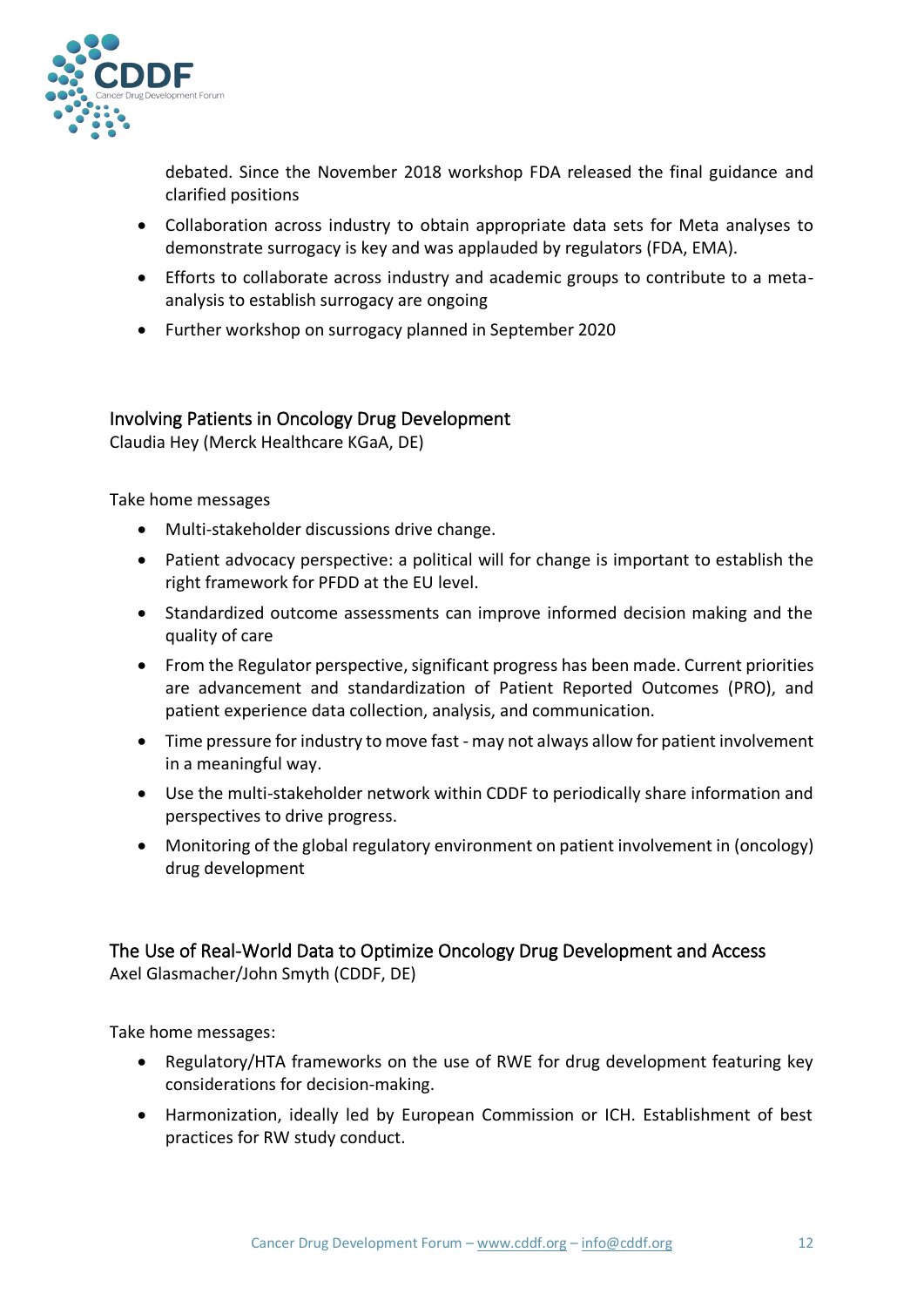debated. Since the November 2018 workshop FDA released the final guidance and clarified positions

- Collaboration across industry to obtain appropriate data sets for Meta analyses to demonstrate surrogacy is key and was applauded by regulators (FDA, EMA).
- Efforts to collaborate across industry and academic groups to contribute to a meta-analysis to establish surrogacy are ongoing
- Further workshop on surrogacy planned in September 2020

## Involving Patients in Oncology Drug Development

Claudia Hey (Merck Healthcare KGaA, DE)

Take home messages

- Multi-stakeholder discussions drive change.
- Patient advocacy perspective: a political will for change is important to establish the right framework for PFDD at the EU level.
- Standardized outcome assessments can improve informed decision making and the quality of care
- From the Regulator perspective, significant progress has been made. Current priorities are advancement and standardization of Patient Reported Outcomes (PRO), and patient experience data collection, analysis, and communication.
- Time pressure for industry to move fast - may not always allow for patient involvement in a meaningful way.
- Use the multi-stakeholder network within CDDF to periodically share information and perspectives to drive progress.
- Monitoring of the global regulatory environment on patient involvement in (oncology) drug development

## The Use of Real-World Data to Optimize Oncology Drug Development and Access

Axel Glasmacher/John Smyth (CDDF, DE)

Take home messages:

- Regulatory/HTA frameworks on the use of RWE for drug development featuring key considerations for decision-making.
- Harmonization, ideally led by European Commission or ICH. Establishment of best practices for RW study conduct.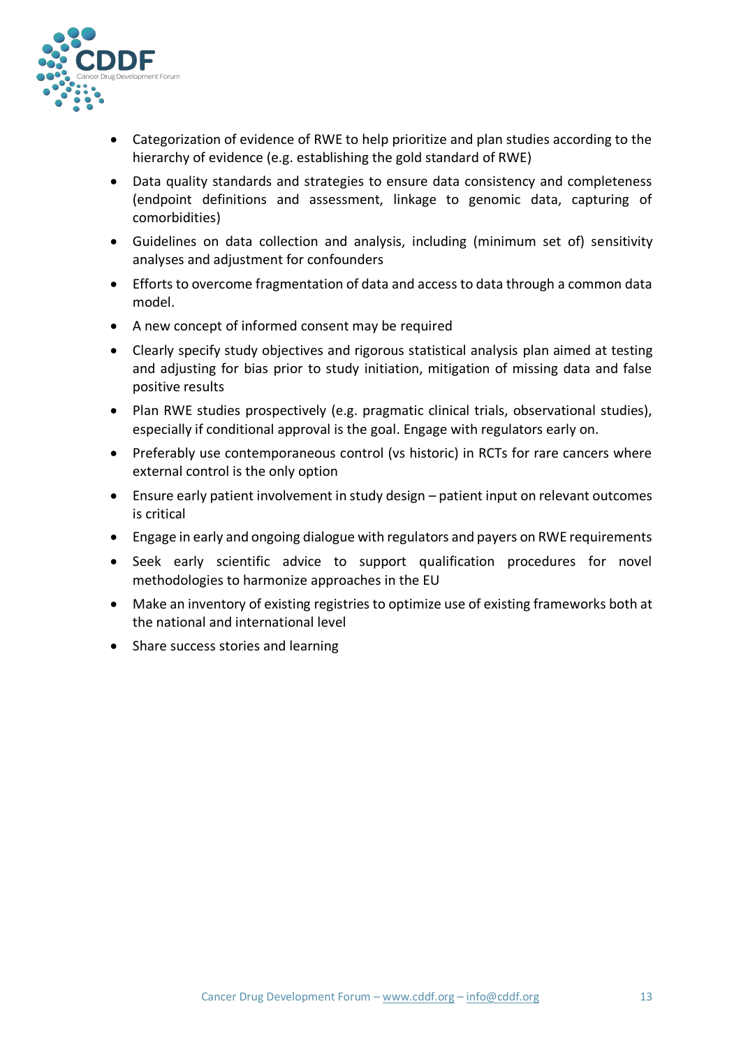- Categorization of evidence of RWE to help prioritize and plan studies according to the hierarchy of evidence (e.g. establishing the gold standard of RWE)
- Data quality standards and strategies to ensure data consistency and completeness (endpoint definitions and assessment, linkage to genomic data, capturing of comorbidities)
- Guidelines on data collection and analysis, including (minimum set of) sensitivity analyses and adjustment for confounders
- Efforts to overcome fragmentation of data and access to data through a common data model.
- A new concept of informed consent may be required
- Clearly specify study objectives and rigorous statistical analysis plan aimed at testing and adjusting for bias prior to study initiation, mitigation of missing data and false positive results
- Plan RWE studies prospectively (e.g. pragmatic clinical trials, observational studies), especially if conditional approval is the goal. Engage with regulators early on.
- Preferably use contemporaneous control (vs historic) in RCTs for rare cancers where external control is the only option
- Ensure early patient involvement in study design – patient input on relevant outcomes is critical
- Engage in early and ongoing dialogue with regulators and payers on RWE requirements
- Seek early scientific advice to support qualification procedures for novel methodologies to harmonize approaches in the EU
- Make an inventory of existing registries to optimize use of existing frameworks both at the national and international level
- Share success stories and learning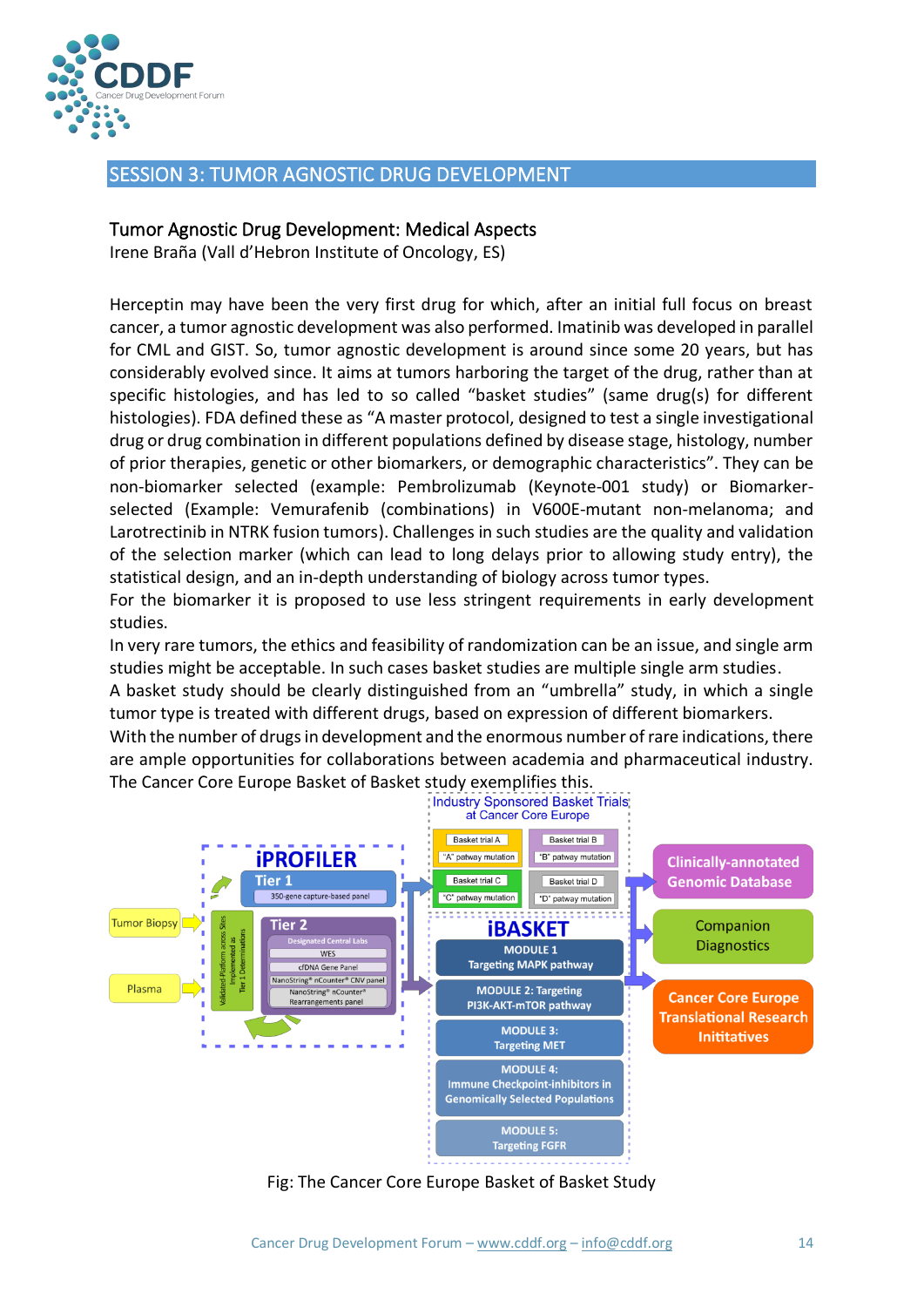## SESSION 3: TUMOR AGNOSTIC DRUG DEVELOPMENT

### Tumor Agnostic Drug Development: Medical Aspects

Irene Braña (Vall d'Hebron Institute of Oncology, ES)

Herceptin may have been the very first drug for which, after an initial full focus on breast cancer, a tumor agnostic development was also performed. Imatinib was developed in parallel for CML and GIST. So, tumor agnostic development is around since some 20 years, but has considerably evolved since. It aims at tumors harboring the target of the drug, rather than at specific histologies, and has led to so called "basket studies" (same drug(s) for different histologies). FDA defined these as "A master protocol, designed to test a single investigational drug or drug combination in different populations defined by disease stage, histology, number of prior therapies, genetic or other biomarkers, or demographic characteristics". They can be non-biomarker selected (example: Pembrolizumab (Keynote-001 study) or Biomarker-selected (Example: Vemurafenib (combinations) in V600E-mutant non-melanoma; and Larotrectinib in NTRK fusion tumors). Challenges in such studies are the quality and validation of the selection marker (which can lead to long delays prior to allowing study entry), the statistical design, and an in-depth understanding of biology across tumor types.

For the biomarker it is proposed to use less stringent requirements in early development studies.

In very rare tumors, the ethics and feasibility of randomization can be an issue, and single arm studies might be acceptable. In such cases basket studies are multiple single arm studies.

A basket study should be clearly distinguished from an "umbrella" study, in which a single tumor type is treated with different drugs, based on expression of different biomarkers.

With the number of drugs in development and the enormous number of rare indications, there are ample opportunities for collaborations between academia and pharmaceutical industry. The Cancer Core Europe Basket of Basket study exemplifies this.

Fig: The Cancer Core Europe Basket of Basket Study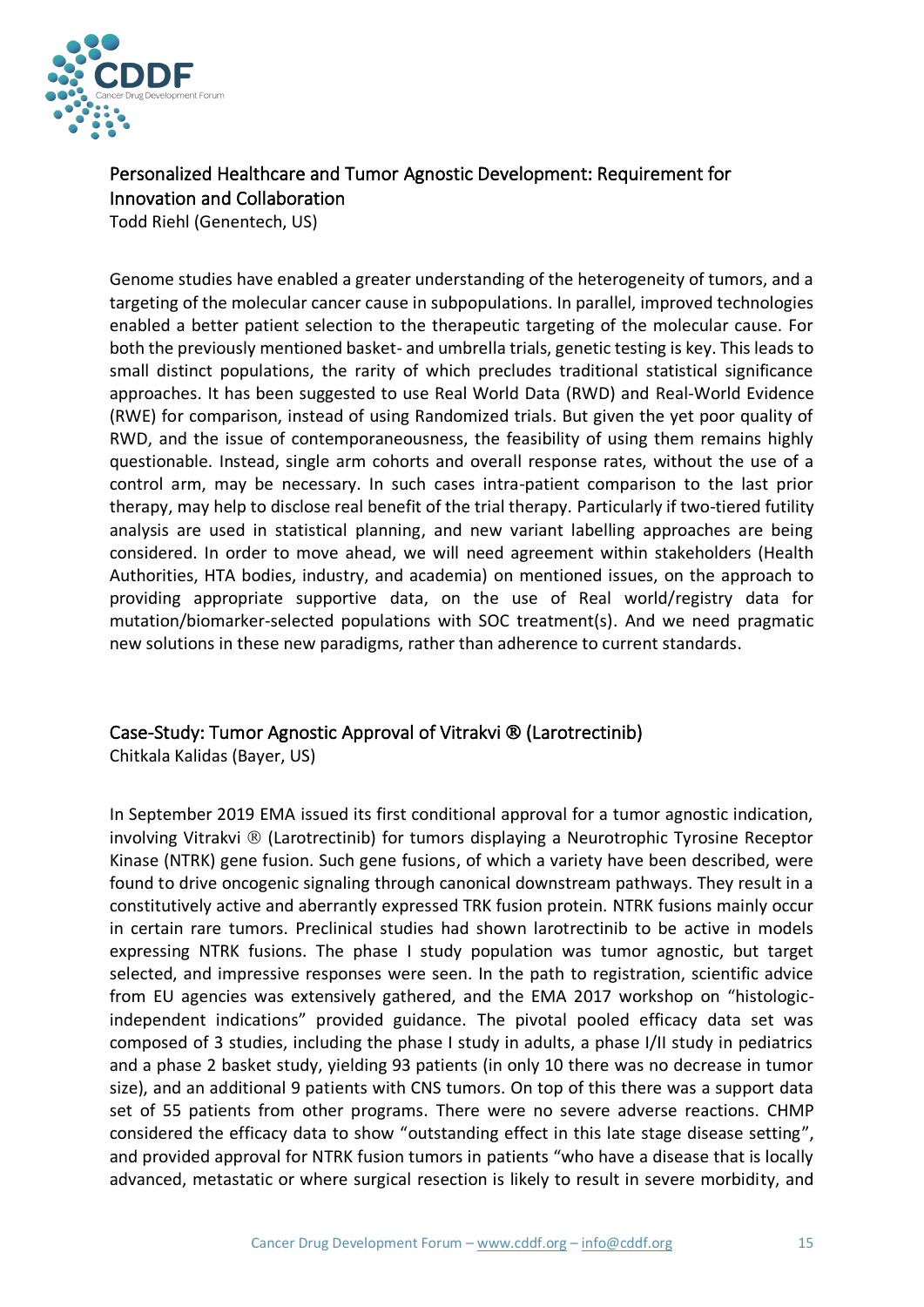## Personalized Healthcare and Tumor Agnostic Development: Requirement for Innovation and Collaboration

Todd Riehl (Genentech, US)

Genome studies have enabled a greater understanding of the heterogeneity of tumors, and a targeting of the molecular cancer cause in subpopulations. In parallel, improved technologies enabled a better patient selection to the therapeutic targeting of the molecular cause. For both the previously mentioned basket- and umbrella trials, genetic testing is key. This leads to small distinct populations, the rarity of which precludes traditional statistical significance approaches. It has been suggested to use Real World Data (RWD) and Real-World Evidence (RWE) for comparison, instead of using Randomized trials. But given the yet poor quality of RWD, and the issue of contemporaneousness, the feasibility of using them remains highly questionable. Instead, single arm cohorts and overall response rates, without the use of a control arm, may be necessary. In such cases intra-patient comparison to the last prior therapy, may help to disclose real benefit of the trial therapy. Particularly if two-tiered futility analysis are used in statistical planning, and new variant labelling approaches are being considered. In order to move ahead, we will need agreement within stakeholders (Health Authorities, HTA bodies, industry, and academia) on mentioned issues, on the approach to providing appropriate supportive data, on the use of Real world/registry data for mutation/biomarker-selected populations with SOC treatment(s). And we need pragmatic new solutions in these new paradigms, rather than adherence to current standards.

## Case-Study: Tumor Agnostic Approval of Vitrakvi ® (Larotrectinib)

Chitkala Kalidas (Bayer, US)

In September 2019 EMA issued its first conditional approval for a tumor agnostic indication, involving Vitrakvi ® (Larotrectinib) for tumors displaying a Neurotrophic Tyrosine Receptor Kinase (NTRK) gene fusion. Such gene fusions, of which a variety have been described, were found to drive oncogenic signaling through canonical downstream pathways. They result in a constitutively active and aberrantly expressed TRK fusion protein. NTRK fusions mainly occur in certain rare tumors. Preclinical studies had shown larotrectinib to be active in models expressing NTRK fusions. The phase I study population was tumor agnostic, but target selected, and impressive responses were seen. In the path to registration, scientific advice from EU agencies was extensively gathered, and the EMA 2017 workshop on "histologic-independent indications" provided guidance. The pivotal pooled efficacy data set was composed of 3 studies, including the phase I study in adults, a phase I/II study in pediatrics and a phase 2 basket study, yielding 93 patients (in only 10 there was no decrease in tumor size), and an additional 9 patients with CNS tumors. On top of this there was a support data set of 55 patients from other programs. There were no severe adverse reactions. CHMP considered the efficacy data to show "outstanding effect in this late stage disease setting", and provided approval for NTRK fusion tumors in patients "who have a disease that is locally advanced, metastatic or where surgical resection is likely to result in severe morbidity, and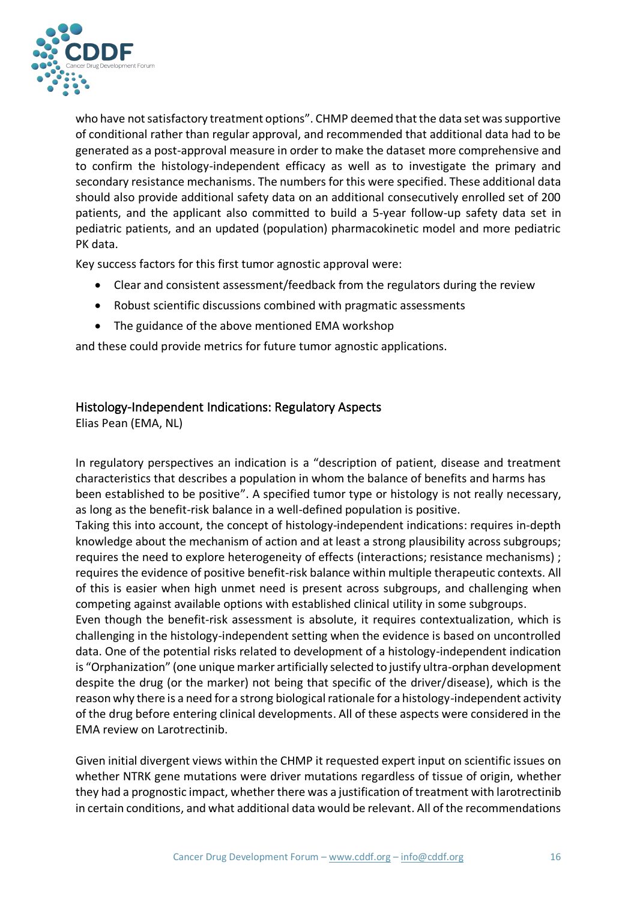who have not satisfactory treatment options". CHMP deemed that the data set was supportive of conditional rather than regular approval, and recommended that additional data had to be generated as a post-approval measure in order to make the dataset more comprehensive and to confirm the histology-independent efficacy as well as to investigate the primary and secondary resistance mechanisms. The numbers for this were specified. These additional data should also provide additional safety data on an additional consecutively enrolled set of 200 patients, and the applicant also committed to build a 5-year follow-up safety data set in pediatric patients, and an updated (population) pharmacokinetic model and more pediatric PK data.

Key success factors for this first tumor agnostic approval were:

- Clear and consistent assessment/feedback from the regulators during the review
- Robust scientific discussions combined with pragmatic assessments
- The guidance of the above mentioned EMA workshop

and these could provide metrics for future tumor agnostic applications.

## Histology-Independent Indications: Regulatory Aspects

Elias Pean (EMA, NL)

In regulatory perspectives an indication is a "description of patient, disease and treatment characteristics that describes a population in whom the balance of benefits and harms has been established to be positive". A specified tumor type or histology is not really necessary, as long as the benefit-risk balance in a well-defined population is positive.

Taking this into account, the concept of histology-independent indications: requires in-depth knowledge about the mechanism of action and at least a strong plausibility across subgroups; requires the need to explore heterogeneity of effects (interactions; resistance mechanisms) ; requires the evidence of positive benefit-risk balance within multiple therapeutic contexts. All of this is easier when high unmet need is present across subgroups, and challenging when competing against available options with established clinical utility in some subgroups.

Even though the benefit-risk assessment is absolute, it requires contextualization, which is challenging in the histology-independent setting when the evidence is based on uncontrolled data. One of the potential risks related to development of a histology-independent indication is "Orphanization" (one unique marker artificially selected to justify ultra-orphan development despite the drug (or the marker) not being that specific of the driver/disease), which is the reason why there is a need for a strong biological rationale for a histology-independent activity of the drug before entering clinical developments. All of these aspects were considered in the EMA review on Larotrectinib.

Given initial divergent views within the CHMP it requested expert input on scientific issues on whether NTRK gene mutations were driver mutations regardless of tissue of origin, whether they had a prognostic impact, whether there was a justification of treatment with larotrectinib in certain conditions, and what additional data would be relevant. All of the recommendations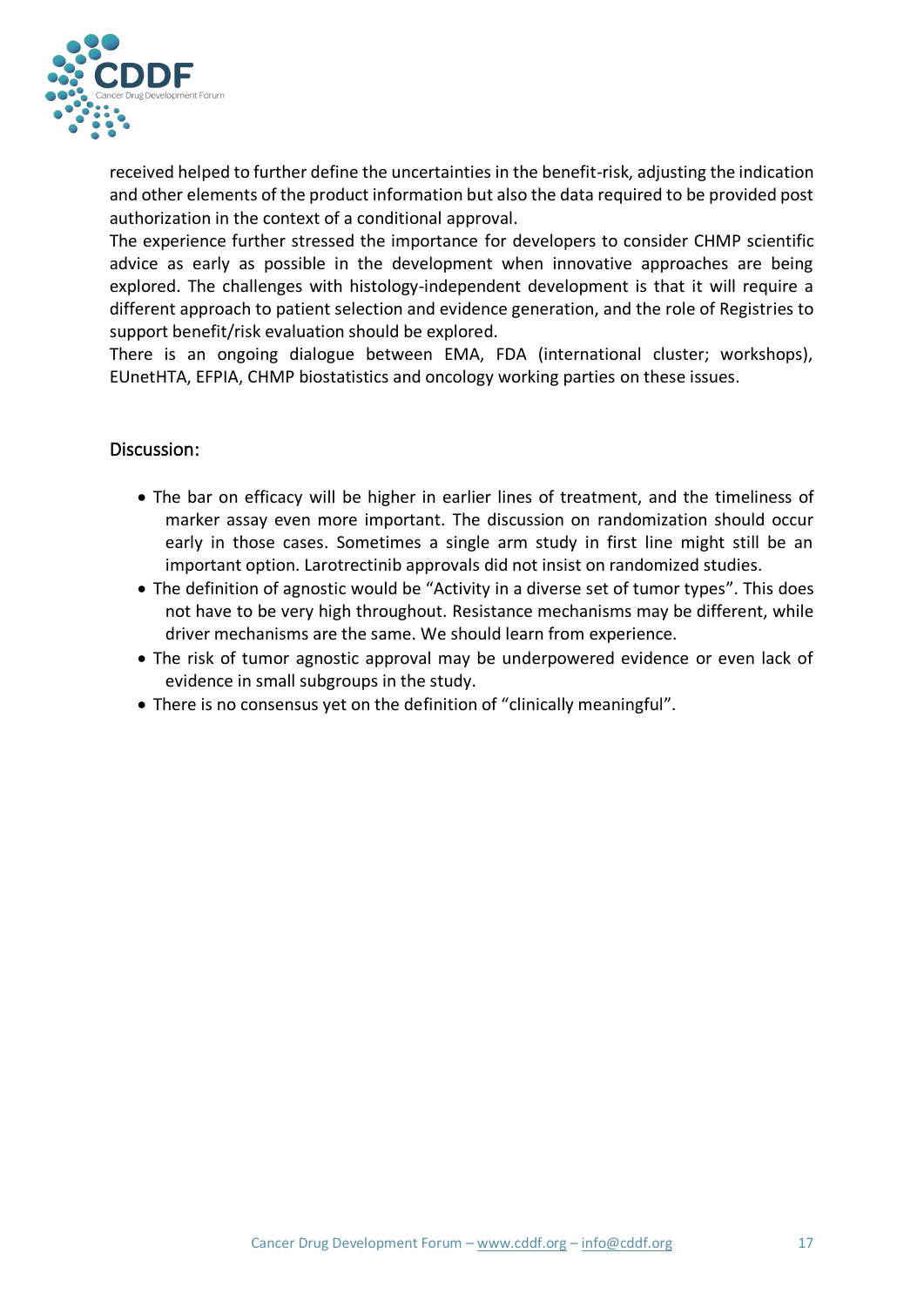received helped to further define the uncertainties in the benefit-risk, adjusting the indication and other elements of the product information but also the data required to be provided post authorization in the context of a conditional approval.

The experience further stressed the importance for developers to consider CHMP scientific advice as early as possible in the development when innovative approaches are being explored. The challenges with histology-independent development is that it will require a different approach to patient selection and evidence generation, and the role of Registries to support benefit/risk evaluation should be explored.

There is an ongoing dialogue between EMA, FDA (international cluster; workshops), EUnetHTA, EFPIA, CHMP biostatistics and oncology working parties on these issues.

## Discussion:

- The bar on efficacy will be higher in earlier lines of treatment, and the timeliness of marker assay even more important. The discussion on randomization should occur early in those cases. Sometimes a single arm study in first line might still be an important option. Larotrectinib approvals did not insist on randomized studies.
- The definition of agnostic would be "Activity in a diverse set of tumor types". This does not have to be very high throughout. Resistance mechanisms may be different, while driver mechanisms are the same. We should learn from experience.
- The risk of tumor agnostic approval may be underpowered evidence or even lack of evidence in small subgroups in the study.
- There is no consensus yet on the definition of "clinically meaningful".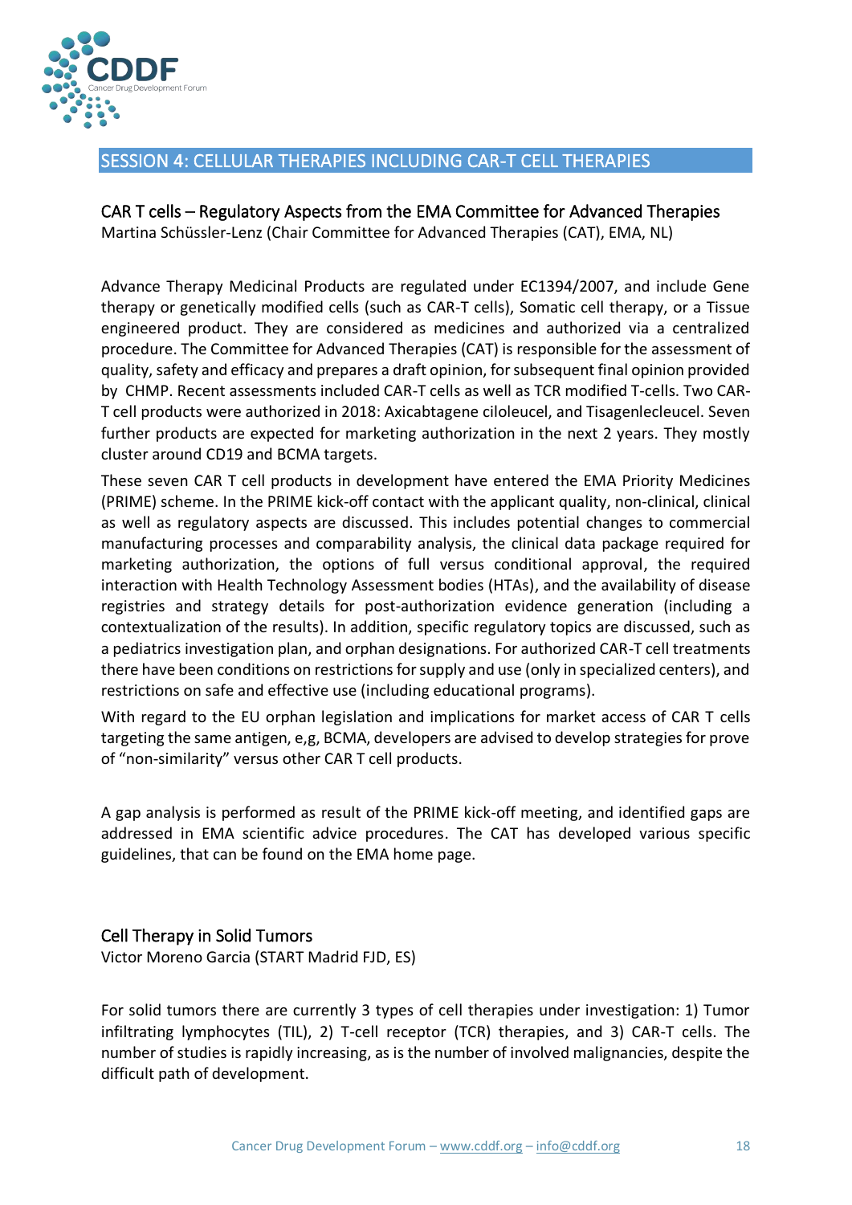## SESSION 4: CELLULAR THERAPIES INCLUDING CAR-T CELL THERAPIES

### CAR T cells – Regulatory Aspects from the EMA Committee for Advanced Therapies

Martina Schüssler-Lenz (Chair Committee for Advanced Therapies (CAT), EMA, NL)

Advance Therapy Medicinal Products are regulated under EC1394/2007, and include Gene therapy or genetically modified cells (such as CAR-T cells), Somatic cell therapy, or a Tissue engineered product. They are considered as medicines and authorized via a centralized procedure. The Committee for Advanced Therapies (CAT) is responsible for the assessment of quality, safety and efficacy and prepares a draft opinion, for subsequent final opinion provided by CHMP. Recent assessments included CAR-T cells as well as TCR modified T-cells. Two CAR-T cell products were authorized in 2018: Axicabtagene ciloleucel, and Tisagenlecleucel. Seven further products are expected for marketing authorization in the next 2 years. They mostly cluster around CD19 and BCMA targets.

These seven CAR T cell products in development have entered the EMA Priority Medicines (PRIME) scheme. In the PRIME kick-off contact with the applicant quality, non-clinical, clinical as well as regulatory aspects are discussed. This includes potential changes to commercial manufacturing processes and comparability analysis, the clinical data package required for marketing authorization, the options of full versus conditional approval, the required interaction with Health Technology Assessment bodies (HTAs), and the availability of disease registries and strategy details for post-authorization evidence generation (including a contextualization of the results). In addition, specific regulatory topics are discussed, such as a pediatrics investigation plan, and orphan designations. For authorized CAR-T cell treatments there have been conditions on restrictions for supply and use (only in specialized centers), and restrictions on safe and effective use (including educational programs).

With regard to the EU orphan legislation and implications for market access of CAR T cells targeting the same antigen, e,g, BCMA, developers are advised to develop strategies for prove of "non-similarity" versus other CAR T cell products.

A gap analysis is performed as result of the PRIME kick-off meeting, and identified gaps are addressed in EMA scientific advice procedures. The CAT has developed various specific guidelines, that can be found on the EMA home page.

### Cell Therapy in Solid Tumors

Victor Moreno Garcia (START Madrid FJD, ES)

For solid tumors there are currently 3 types of cell therapies under investigation: 1) Tumor infiltrating lymphocytes (TIL), 2) T-cell receptor (TCR) therapies, and 3) CAR-T cells. The number of studies is rapidly increasing, as is the number of involved malignancies, despite the difficult path of development.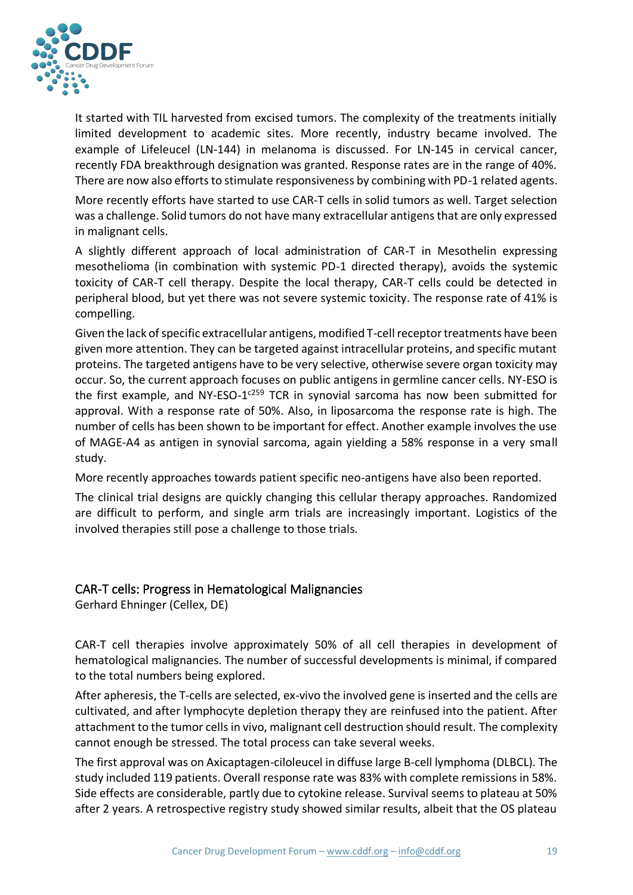It started with TIL harvested from excised tumors. The complexity of the treatments initially limited development to academic sites. More recently, industry became involved. The example of Lifeleucel (LN-144) in melanoma is discussed. For LN-145 in cervical cancer, recently FDA breakthrough designation was granted. Response rates are in the range of 40%. There are now also efforts to stimulate responsiveness by combining with PD-1 related agents.

More recently efforts have started to use CAR-T cells in solid tumors as well. Target selection was a challenge. Solid tumors do not have many extracellular antigens that are only expressed in malignant cells.

A slightly different approach of local administration of CAR-T in Mesothelin expressing mesothelioma (in combination with systemic PD-1 directed therapy), avoids the systemic toxicity of CAR-T cell therapy. Despite the local therapy, CAR-T cells could be detected in peripheral blood, but yet there was not severe systemic toxicity. The response rate of 41% is compelling.

Given the lack of specific extracellular antigens, modified T-cell receptor treatments have been given more attention. They can be targeted against intracellular proteins, and specific mutant proteins. The targeted antigens have to be very selective, otherwise severe organ toxicity may occur. So, the current approach focuses on public antigens in germline cancer cells. NY-ESO is the first example, and NY-ESO-1$^{c259}$ TCR in synovial sarcoma has now been submitted for approval. With a response rate of 50%. Also, in liposarcoma the response rate is high. The number of cells has been shown to be important for effect. Another example involves the use of MAGE-A4 as antigen in synovial sarcoma, again yielding a 58% response in a very small study.

More recently approaches towards patient specific neo-antigens have also been reported.

The clinical trial designs are quickly changing this cellular therapy approaches. Randomized are difficult to perform, and single arm trials are increasingly important. Logistics of the involved therapies still pose a challenge to those trials.

## CAR-T cells: Progress in Hematological Malignancies

Gerhard Ehninger (Cellex, DE)

CAR-T cell therapies involve approximately 50% of all cell therapies in development of hematological malignancies. The number of successful developments is minimal, if compared to the total numbers being explored.

After apheresis, the T-cells are selected, ex-vivo the involved gene is inserted and the cells are cultivated, and after lymphocyte depletion therapy they are reinfused into the patient. After attachment to the tumor cells in vivo, malignant cell destruction should result. The complexity cannot enough be stressed. The total process can take several weeks.

The first approval was on Axicaptagen-ciloleucel in diffuse large B-cell lymphoma (DLBCL). The study included 119 patients. Overall response rate was 83% with complete remissions in 58%. Side effects are considerable, partly due to cytokine release. Survival seems to plateau at 50% after 2 years. A retrospective registry study showed similar results, albeit that the OS plateau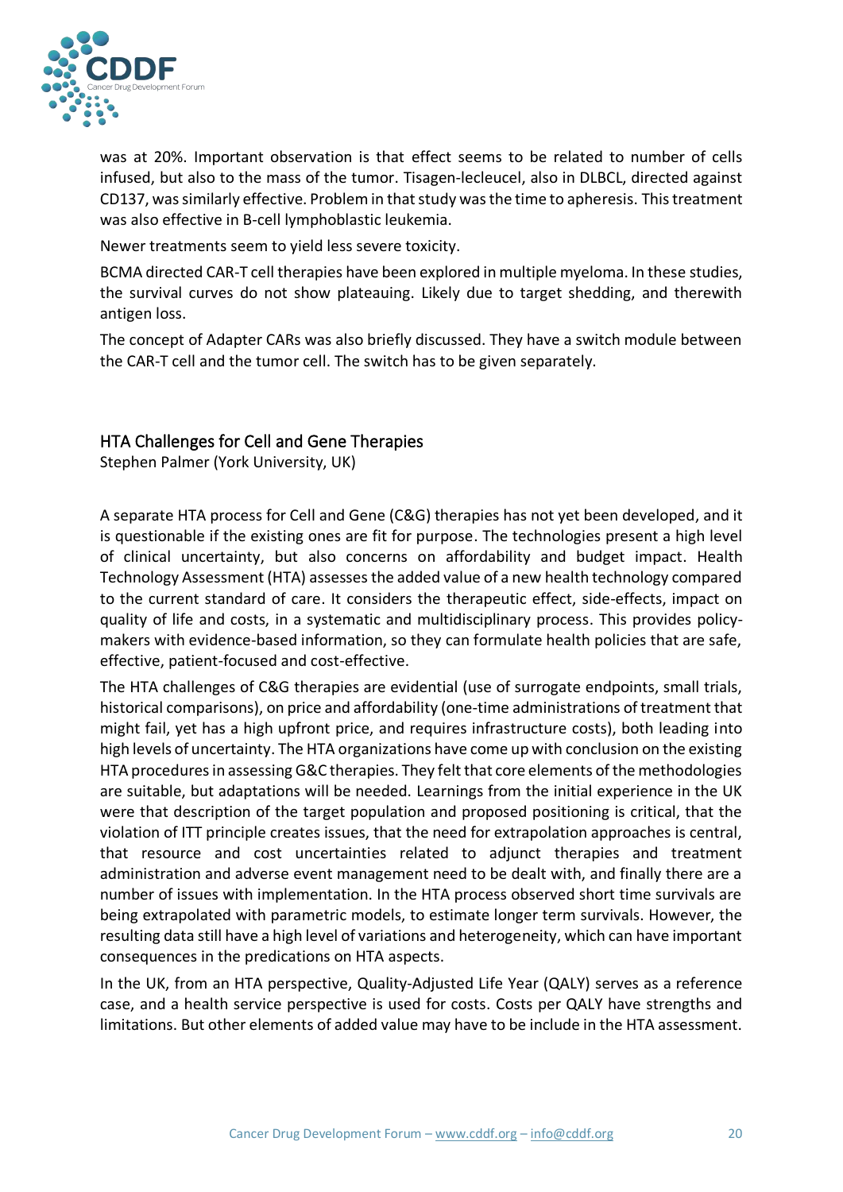was at 20%. Important observation is that effect seems to be related to number of cells infused, but also to the mass of the tumor. Tisagen-lecleucel, also in DLBCL, directed against CD137, was similarly effective. Problem in that study was the time to apheresis. This treatment was also effective in B-cell lymphoblastic leukemia.

Newer treatments seem to yield less severe toxicity.

BCMA directed CAR-T cell therapies have been explored in multiple myeloma. In these studies, the survival curves do not show plateauing. Likely due to target shedding, and therewith antigen loss.

The concept of Adapter CARs was also briefly discussed. They have a switch module between the CAR-T cell and the tumor cell. The switch has to be given separately.

## HTA Challenges for Cell and Gene Therapies

Stephen Palmer (York University, UK)

A separate HTA process for Cell and Gene (C&G) therapies has not yet been developed, and it is questionable if the existing ones are fit for purpose. The technologies present a high level of clinical uncertainty, but also concerns on affordability and budget impact. Health Technology Assessment (HTA) assesses the added value of a new health technology compared to the current standard of care. It considers the therapeutic effect, side-effects, impact on quality of life and costs, in a systematic and multidisciplinary process. This provides policy-makers with evidence-based information, so they can formulate health policies that are safe, effective, patient-focused and cost-effective.

The HTA challenges of C&G therapies are evidential (use of surrogate endpoints, small trials, historical comparisons), on price and affordability (one-time administrations of treatment that might fail, yet has a high upfront price, and requires infrastructure costs), both leading into high levels of uncertainty. The HTA organizations have come up with conclusion on the existing HTA procedures in assessing G&C therapies. They felt that core elements of the methodologies are suitable, but adaptations will be needed. Learnings from the initial experience in the UK were that description of the target population and proposed positioning is critical, that the violation of ITT principle creates issues, that the need for extrapolation approaches is central, that resource and cost uncertainties related to adjunct therapies and treatment administration and adverse event management need to be dealt with, and finally there are a number of issues with implementation. In the HTA process observed short time survivals are being extrapolated with parametric models, to estimate longer term survivals. However, the resulting data still have a high level of variations and heterogeneity, which can have important consequences in the predications on HTA aspects.

In the UK, from an HTA perspective, Quality-Adjusted Life Year (QALY) serves as a reference case, and a health service perspective is used for costs. Costs per QALY have strengths and limitations. But other elements of added value may have to be include in the HTA assessment.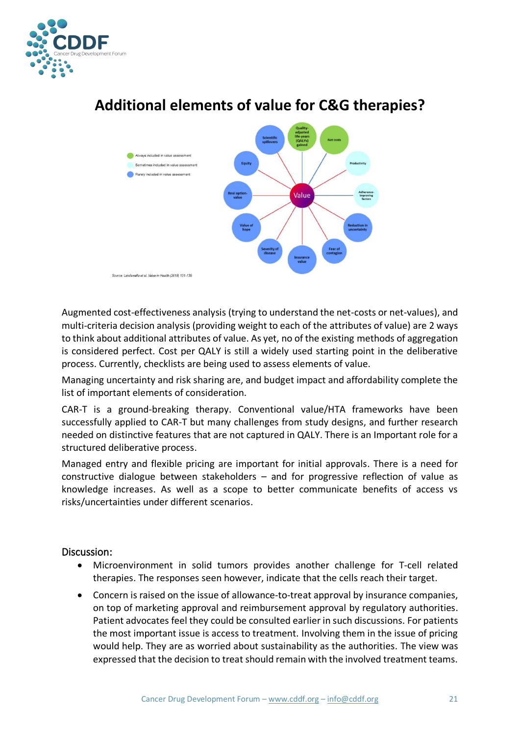## Additional elements of value for C&G therapies?

Always included in value assessment
Sometimes included in value assessment
Rarely included in value assessment

Value: Quality-adjusted life-years (QALYs) gained; Net costs; Productivity; Adherence-improving factors; Reduction in uncertainty; Fear of contagion; Insurance value; Severity of disease; Value of hope; Real option-value; Equity; Scientific spillovers

Source: Lakdawalla et al. Value in Health (2018) 131-139

Augmented cost-effectiveness analysis (trying to understand the net-costs or net-values), and multi-criteria decision analysis (providing weight to each of the attributes of value) are 2 ways to think about additional attributes of value. As yet, no of the existing methods of aggregation is considered perfect. Cost per QALY is still a widely used starting point in the deliberative process. Currently, checklists are being used to assess elements of value.

Managing uncertainty and risk sharing are, and budget impact and affordability complete the list of important elements of consideration.

CAR-T is a ground-breaking therapy. Conventional value/HTA frameworks have been successfully applied to CAR-T but many challenges from study designs, and further research needed on distinctive features that are not captured in QALY. There is an Important role for a structured deliberative process.

Managed entry and flexible pricing are important for initial approvals. There is a need for constructive dialogue between stakeholders – and for progressive reflection of value as knowledge increases. As well as a scope to better communicate benefits of access vs risks/uncertainties under different scenarios.

Discussion:

- Microenvironment in solid tumors provides another challenge for T-cell related therapies. The responses seen however, indicate that the cells reach their target.
- Concern is raised on the issue of allowance-to-treat approval by insurance companies, on top of marketing approval and reimbursement approval by regulatory authorities. Patient advocates feel they could be consulted earlier in such discussions. For patients the most important issue is access to treatment. Involving them in the issue of pricing would help. They are as worried about sustainability as the authorities. The view was expressed that the decision to treat should remain with the involved treatment teams.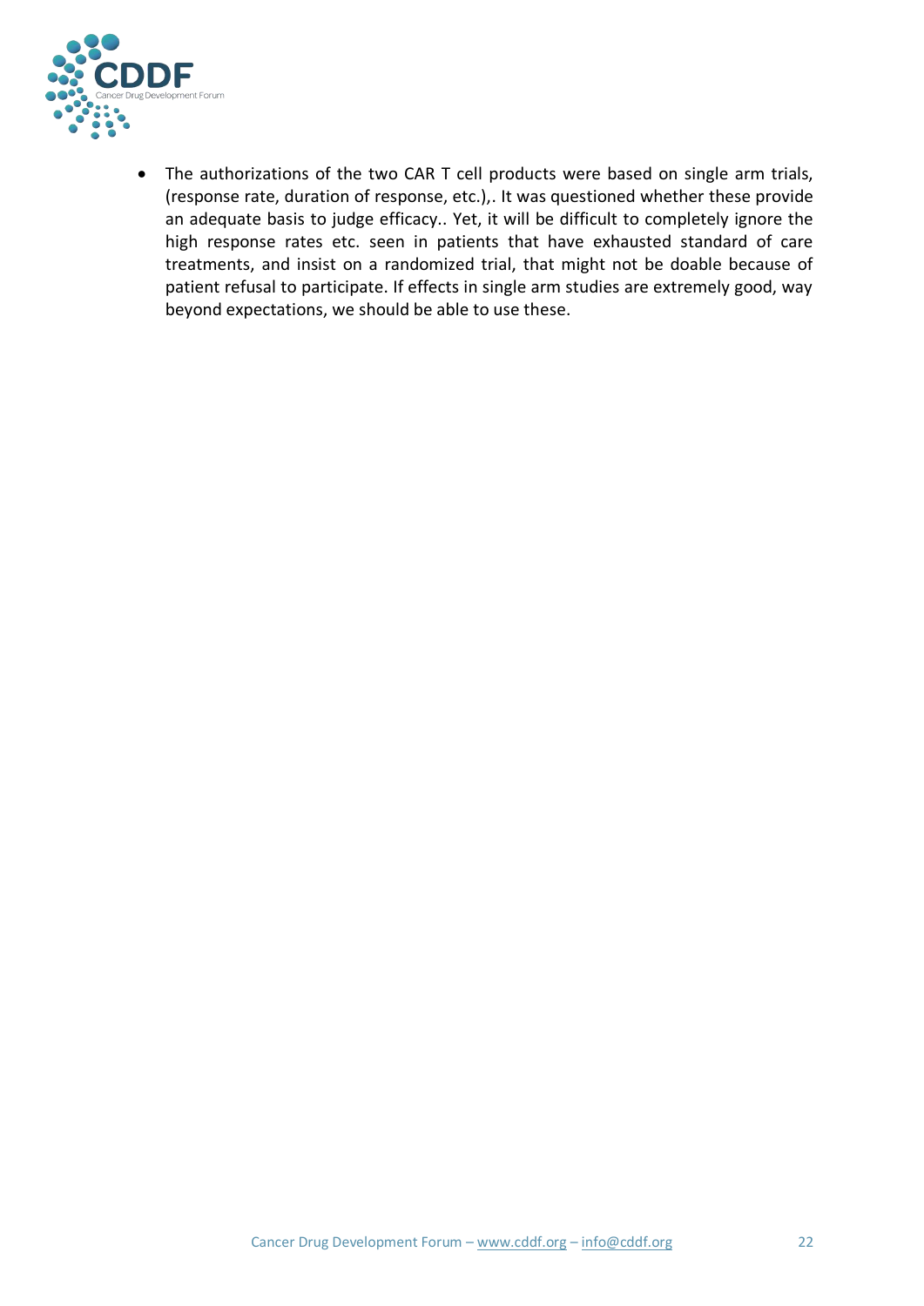- The authorizations of the two CAR T cell products were based on single arm trials, (response rate, duration of response, etc.),. It was questioned whether these provide an adequate basis to judge efficacy.. Yet, it will be difficult to completely ignore the high response rates etc. seen in patients that have exhausted standard of care treatments, and insist on a randomized trial, that might not be doable because of patient refusal to participate. If effects in single arm studies are extremely good, way beyond expectations, we should be able to use these.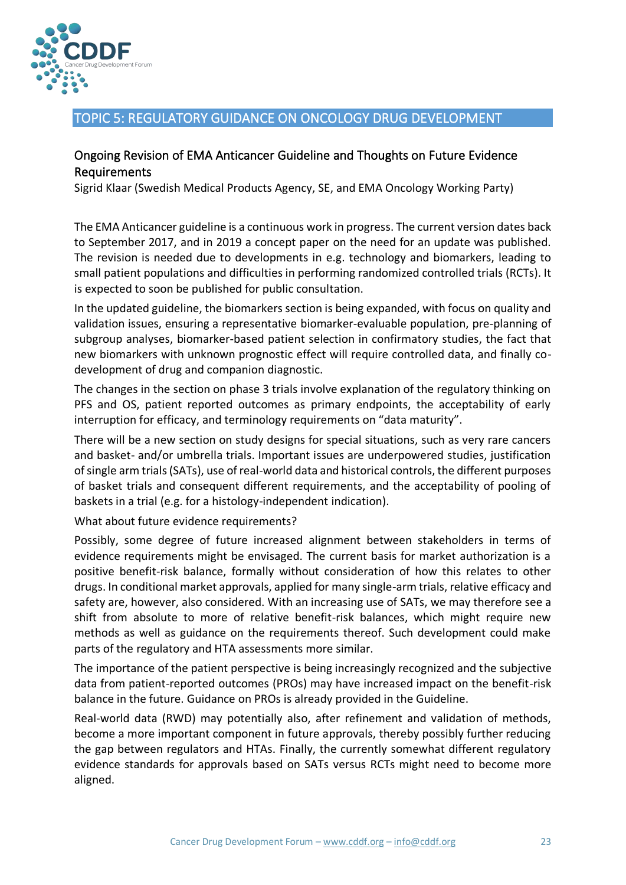## TOPIC 5: REGULATORY GUIDANCE ON ONCOLOGY DRUG DEVELOPMENT

### Ongoing Revision of EMA Anticancer Guideline and Thoughts on Future Evidence Requirements

Sigrid Klaar (Swedish Medical Products Agency, SE, and EMA Oncology Working Party)

The EMA Anticancer guideline is a continuous work in progress. The current version dates back to September 2017, and in 2019 a concept paper on the need for an update was published. The revision is needed due to developments in e.g. technology and biomarkers, leading to small patient populations and difficulties in performing randomized controlled trials (RCTs). It is expected to soon be published for public consultation.

In the updated guideline, the biomarkers section is being expanded, with focus on quality and validation issues, ensuring a representative biomarker-evaluable population, pre-planning of subgroup analyses, biomarker-based patient selection in confirmatory studies, the fact that new biomarkers with unknown prognostic effect will require controlled data, and finally co-development of drug and companion diagnostic.

The changes in the section on phase 3 trials involve explanation of the regulatory thinking on PFS and OS, patient reported outcomes as primary endpoints, the acceptability of early interruption for efficacy, and terminology requirements on "data maturity".

There will be a new section on study designs for special situations, such as very rare cancers and basket- and/or umbrella trials. Important issues are underpowered studies, justification of single arm trials (SATs), use of real-world data and historical controls, the different purposes of basket trials and consequent different requirements, and the acceptability of pooling of baskets in a trial (e.g. for a histology-independent indication).

What about future evidence requirements?

Possibly, some degree of future increased alignment between stakeholders in terms of evidence requirements might be envisaged. The current basis for market authorization is a positive benefit-risk balance, formally without consideration of how this relates to other drugs. In conditional market approvals, applied for many single-arm trials, relative efficacy and safety are, however, also considered. With an increasing use of SATs, we may therefore see a shift from absolute to more of relative benefit-risk balances, which might require new methods as well as guidance on the requirements thereof. Such development could make parts of the regulatory and HTA assessments more similar.

The importance of the patient perspective is being increasingly recognized and the subjective data from patient-reported outcomes (PROs) may have increased impact on the benefit-risk balance in the future. Guidance on PROs is already provided in the Guideline.

Real-world data (RWD) may potentially also, after refinement and validation of methods, become a more important component in future approvals, thereby possibly further reducing the gap between regulators and HTAs. Finally, the currently somewhat different regulatory evidence standards for approvals based on SATs versus RCTs might need to become more aligned.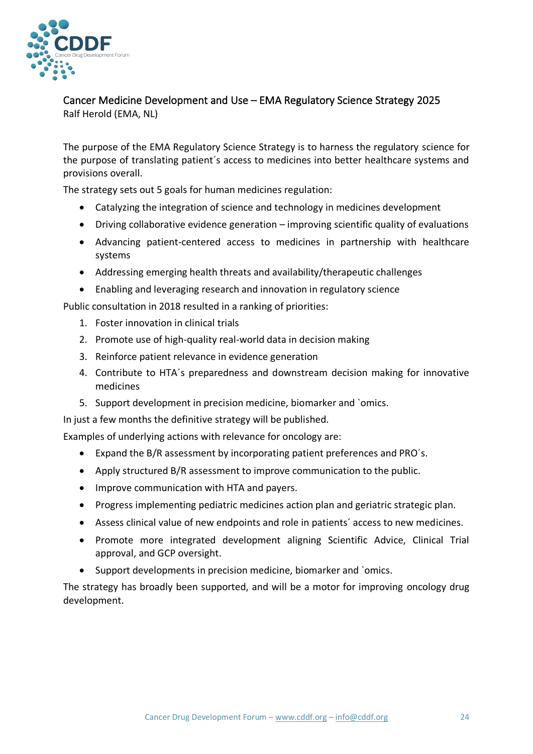## Cancer Medicine Development and Use – EMA Regulatory Science Strategy 2025

Ralf Herold (EMA, NL)

The purpose of the EMA Regulatory Science Strategy is to harness the regulatory science for the purpose of translating patient´s access to medicines into better healthcare systems and provisions overall.

The strategy sets out 5 goals for human medicines regulation:

- Catalyzing the integration of science and technology in medicines development
- Driving collaborative evidence generation – improving scientific quality of evaluations
- Advancing patient-centered access to medicines in partnership with healthcare systems
- Addressing emerging health threats and availability/therapeutic challenges
- Enabling and leveraging research and innovation in regulatory science

Public consultation in 2018 resulted in a ranking of priorities:

1. Foster innovation in clinical trials
2. Promote use of high-quality real-world data in decision making
3. Reinforce patient relevance in evidence generation
4. Contribute to HTA´s preparedness and downstream decision making for innovative medicines
5. Support development in precision medicine, biomarker and `omics.

In just a few months the definitive strategy will be published.

Examples of underlying actions with relevance for oncology are:

- Expand the B/R assessment by incorporating patient preferences and PRO´s.
- Apply structured B/R assessment to improve communication to the public.
- Improve communication with HTA and payers.
- Progress implementing pediatric medicines action plan and geriatric strategic plan.
- Assess clinical value of new endpoints and role in patients´ access to new medicines.
- Promote more integrated development aligning Scientific Advice, Clinical Trial approval, and GCP oversight.
- Support developments in precision medicine, biomarker and `omics.

The strategy has broadly been supported, and will be a motor for improving oncology drug development.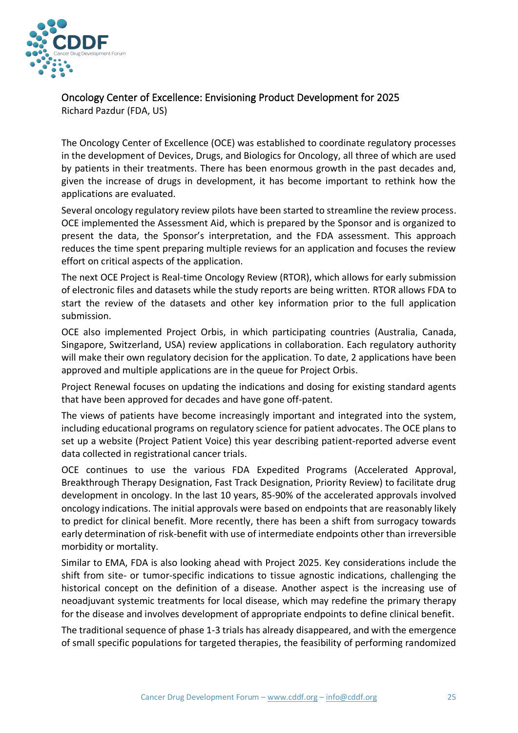## Oncology Center of Excellence: Envisioning Product Development for 2025

Richard Pazdur (FDA, US)

The Oncology Center of Excellence (OCE) was established to coordinate regulatory processes in the development of Devices, Drugs, and Biologics for Oncology, all three of which are used by patients in their treatments. There has been enormous growth in the past decades and, given the increase of drugs in development, it has become important to rethink how the applications are evaluated.

Several oncology regulatory review pilots have been started to streamline the review process. OCE implemented the Assessment Aid, which is prepared by the Sponsor and is organized to present the data, the Sponsor's interpretation, and the FDA assessment. This approach reduces the time spent preparing multiple reviews for an application and focuses the review effort on critical aspects of the application.

The next OCE Project is Real-time Oncology Review (RTOR), which allows for early submission of electronic files and datasets while the study reports are being written. RTOR allows FDA to start the review of the datasets and other key information prior to the full application submission.

OCE also implemented Project Orbis, in which participating countries (Australia, Canada, Singapore, Switzerland, USA) review applications in collaboration. Each regulatory authority will make their own regulatory decision for the application. To date, 2 applications have been approved and multiple applications are in the queue for Project Orbis.

Project Renewal focuses on updating the indications and dosing for existing standard agents that have been approved for decades and have gone off-patent.

The views of patients have become increasingly important and integrated into the system, including educational programs on regulatory science for patient advocates. The OCE plans to set up a website (Project Patient Voice) this year describing patient-reported adverse event data collected in registrational cancer trials.

OCE continues to use the various FDA Expedited Programs (Accelerated Approval, Breakthrough Therapy Designation, Fast Track Designation, Priority Review) to facilitate drug development in oncology. In the last 10 years, 85-90% of the accelerated approvals involved oncology indications. The initial approvals were based on endpoints that are reasonably likely to predict for clinical benefit. More recently, there has been a shift from surrogacy towards early determination of risk-benefit with use of intermediate endpoints other than irreversible morbidity or mortality.

Similar to EMA, FDA is also looking ahead with Project 2025. Key considerations include the shift from site- or tumor-specific indications to tissue agnostic indications, challenging the historical concept on the definition of a disease. Another aspect is the increasing use of neoadjuvant systemic treatments for local disease, which may redefine the primary therapy for the disease and involves development of appropriate endpoints to define clinical benefit.

The traditional sequence of phase 1-3 trials has already disappeared, and with the emergence of small specific populations for targeted therapies, the feasibility of performing randomized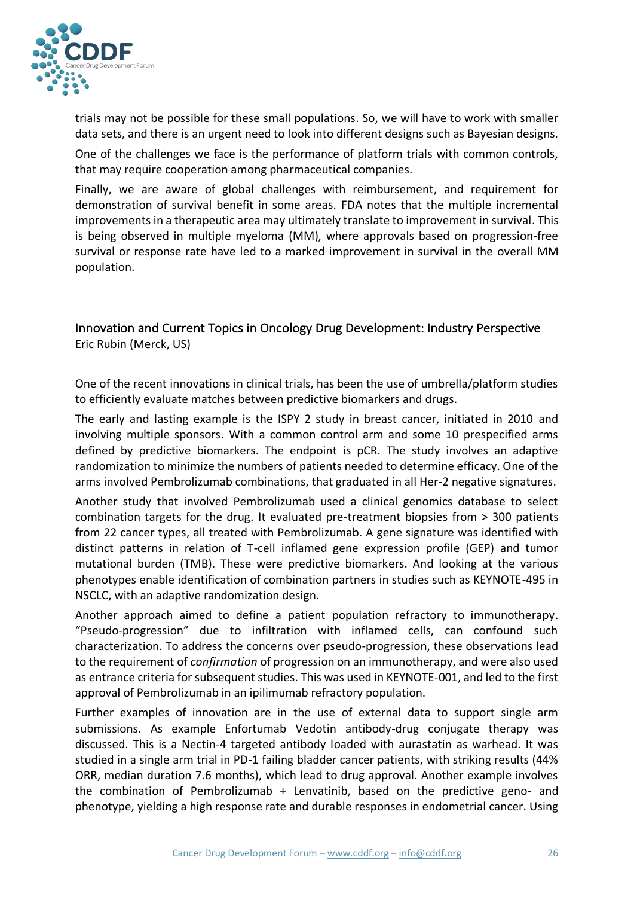trials may not be possible for these small populations. So, we will have to work with smaller data sets, and there is an urgent need to look into different designs such as Bayesian designs.

One of the challenges we face is the performance of platform trials with common controls, that may require cooperation among pharmaceutical companies.

Finally, we are aware of global challenges with reimbursement, and requirement for demonstration of survival benefit in some areas. FDA notes that the multiple incremental improvements in a therapeutic area may ultimately translate to improvement in survival. This is being observed in multiple myeloma (MM), where approvals based on progression-free survival or response rate have led to a marked improvement in survival in the overall MM population.

## Innovation and Current Topics in Oncology Drug Development: Industry Perspective

Eric Rubin (Merck, US)

One of the recent innovations in clinical trials, has been the use of umbrella/platform studies to efficiently evaluate matches between predictive biomarkers and drugs.

The early and lasting example is the ISPY 2 study in breast cancer, initiated in 2010 and involving multiple sponsors. With a common control arm and some 10 prespecified arms defined by predictive biomarkers. The endpoint is pCR. The study involves an adaptive randomization to minimize the numbers of patients needed to determine efficacy. One of the arms involved Pembrolizumab combinations, that graduated in all Her-2 negative signatures.

Another study that involved Pembrolizumab used a clinical genomics database to select combination targets for the drug. It evaluated pre-treatment biopsies from > 300 patients from 22 cancer types, all treated with Pembrolizumab. A gene signature was identified with distinct patterns in relation of T-cell inflamed gene expression profile (GEP) and tumor mutational burden (TMB). These were predictive biomarkers. And looking at the various phenotypes enable identification of combination partners in studies such as KEYNOTE-495 in NSCLC, with an adaptive randomization design.

Another approach aimed to define a patient population refractory to immunotherapy. "Pseudo-progression" due to infiltration with inflamed cells, can confound such characterization. To address the concerns over pseudo-progression, these observations lead to the requirement of *confirmation* of progression on an immunotherapy, and were also used as entrance criteria for subsequent studies. This was used in KEYNOTE-001, and led to the first approval of Pembrolizumab in an ipilimumab refractory population.

Further examples of innovation are in the use of external data to support single arm submissions. As example Enfortumab Vedotin antibody-drug conjugate therapy was discussed. This is a Nectin-4 targeted antibody loaded with aurastatin as warhead. It was studied in a single arm trial in PD-1 failing bladder cancer patients, with striking results (44% ORR, median duration 7.6 months), which lead to drug approval. Another example involves the combination of Pembrolizumab + Lenvatinib, based on the predictive geno- and phenotype, yielding a high response rate and durable responses in endometrial cancer. Using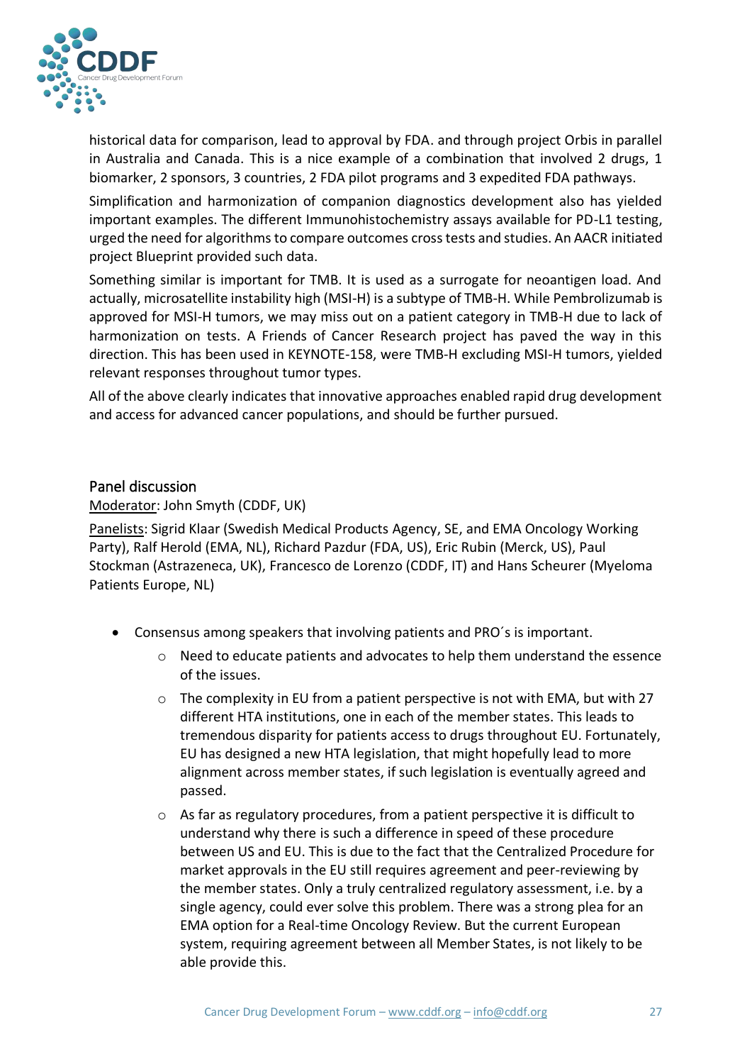historical data for comparison, lead to approval by FDA. and through project Orbis in parallel in Australia and Canada. This is a nice example of a combination that involved 2 drugs, 1 biomarker, 2 sponsors, 3 countries, 2 FDA pilot programs and 3 expedited FDA pathways.

Simplification and harmonization of companion diagnostics development also has yielded important examples. The different Immunohistochemistry assays available for PD-L1 testing, urged the need for algorithms to compare outcomes cross tests and studies. An AACR initiated project Blueprint provided such data.

Something similar is important for TMB. It is used as a surrogate for neoantigen load. And actually, microsatellite instability high (MSI-H) is a subtype of TMB-H. While Pembrolizumab is approved for MSI-H tumors, we may miss out on a patient category in TMB-H due to lack of harmonization on tests. A Friends of Cancer Research project has paved the way in this direction. This has been used in KEYNOTE-158, were TMB-H excluding MSI-H tumors, yielded relevant responses throughout tumor types.

All of the above clearly indicates that innovative approaches enabled rapid drug development and access for advanced cancer populations, and should be further pursued.

## Panel discussion

Moderator: John Smyth (CDDF, UK)

Panelists: Sigrid Klaar (Swedish Medical Products Agency, SE, and EMA Oncology Working Party), Ralf Herold (EMA, NL), Richard Pazdur (FDA, US), Eric Rubin (Merck, US), Paul Stockman (Astrazeneca, UK), Francesco de Lorenzo (CDDF, IT) and Hans Scheurer (Myeloma Patients Europe, NL)

- Consensus among speakers that involving patients and PRO´s is important.
  - Need to educate patients and advocates to help them understand the essence of the issues.
  - The complexity in EU from a patient perspective is not with EMA, but with 27 different HTA institutions, one in each of the member states. This leads to tremendous disparity for patients access to drugs throughout EU. Fortunately, EU has designed a new HTA legislation, that might hopefully lead to more alignment across member states, if such legislation is eventually agreed and passed.
  - As far as regulatory procedures, from a patient perspective it is difficult to understand why there is such a difference in speed of these procedure between US and EU. This is due to the fact that the Centralized Procedure for market approvals in the EU still requires agreement and peer-reviewing by the member states. Only a truly centralized regulatory assessment, i.e. by a single agency, could ever solve this problem. There was a strong plea for an EMA option for a Real-time Oncology Review. But the current European system, requiring agreement between all Member States, is not likely to be able provide this.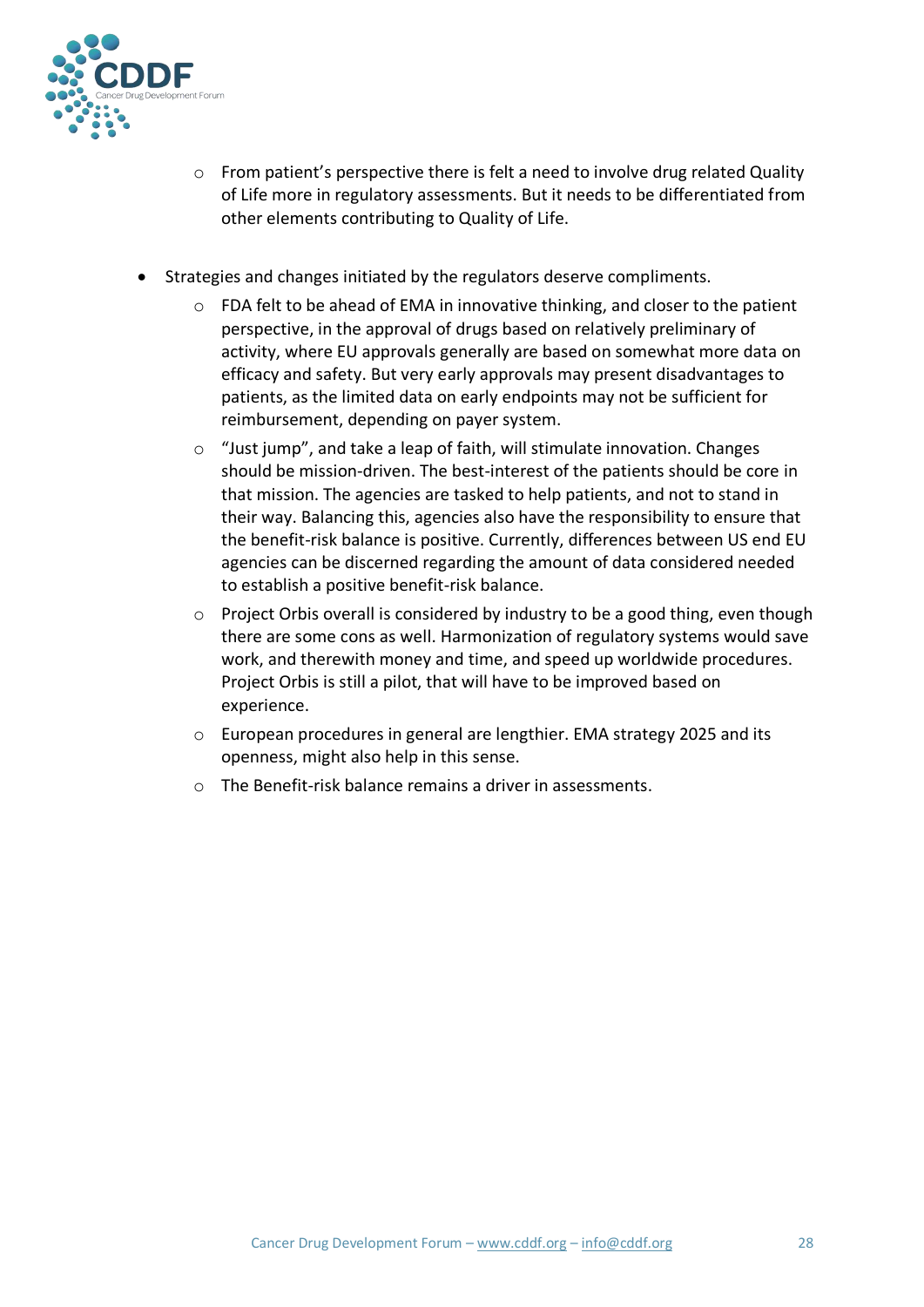- From patient's perspective there is felt a need to involve drug related Quality of Life more in regulatory assessments. But it needs to be differentiated from other elements contributing to Quality of Life.

- Strategies and changes initiated by the regulators deserve compliments.
  - FDA felt to be ahead of EMA in innovative thinking, and closer to the patient perspective, in the approval of drugs based on relatively preliminary of activity, where EU approvals generally are based on somewhat more data on efficacy and safety. But very early approvals may present disadvantages to patients, as the limited data on early endpoints may not be sufficient for reimbursement, depending on payer system.
  - "Just jump", and take a leap of faith, will stimulate innovation. Changes should be mission-driven. The best-interest of the patients should be core in that mission. The agencies are tasked to help patients, and not to stand in their way. Balancing this, agencies also have the responsibility to ensure that the benefit-risk balance is positive. Currently, differences between US end EU agencies can be discerned regarding the amount of data considered needed to establish a positive benefit-risk balance.
  - Project Orbis overall is considered by industry to be a good thing, even though there are some cons as well. Harmonization of regulatory systems would save work, and therewith money and time, and speed up worldwide procedures. Project Orbis is still a pilot, that will have to be improved based on experience.
  - European procedures in general are lengthier. EMA strategy 2025 and its openness, might also help in this sense.
  - The Benefit-risk balance remains a driver in assessments.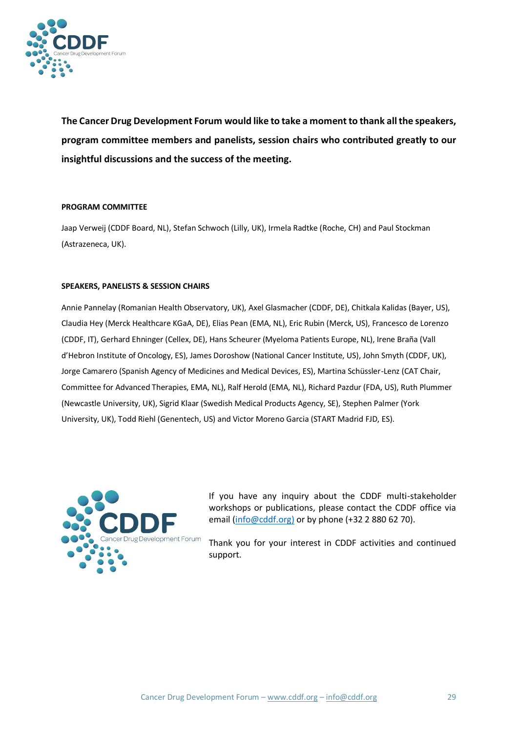**The Cancer Drug Development Forum would like to take a moment to thank all the speakers, program committee members and panelists, session chairs who contributed greatly to our insightful discussions and the success of the meeting.**

**PROGRAM COMMITTEE**

Jaap Verweij (CDDF Board, NL), Stefan Schwoch (Lilly, UK), Irmela Radtke (Roche, CH) and Paul Stockman (Astrazeneca, UK).

**SPEAKERS, PANELISTS & SESSION CHAIRS**

Annie Pannelay (Romanian Health Observatory, UK), Axel Glasmacher (CDDF, DE), Chitkala Kalidas (Bayer, US), Claudia Hey (Merck Healthcare KGaA, DE), Elias Pean (EMA, NL), Eric Rubin (Merck, US), Francesco de Lorenzo (CDDF, IT), Gerhard Ehninger (Cellex, DE), Hans Scheurer (Myeloma Patients Europe, NL), Irene Braña (Vall d'Hebron Institute of Oncology, ES), James Doroshow (National Cancer Institute, US), John Smyth (CDDF, UK), Jorge Camarero (Spanish Agency of Medicines and Medical Devices, ES), Martina Schüssler-Lenz (CAT Chair, Committee for Advanced Therapies, EMA, NL), Ralf Herold (EMA, NL), Richard Pazdur (FDA, US), Ruth Plummer (Newcastle University, UK), Sigrid Klaar (Swedish Medical Products Agency, SE), Stephen Palmer (York University, UK), Todd Riehl (Genentech, US) and Victor Moreno Garcia (START Madrid FJD, ES).

CDDF
Cancer Drug Development Forum

If you have any inquiry about the CDDF multi-stakeholder workshops or publications, please contact the CDDF office via email (info@cddf.org) or by phone (+32 2 880 62 70).

Thank you for your interest in CDDF activities and continued support.